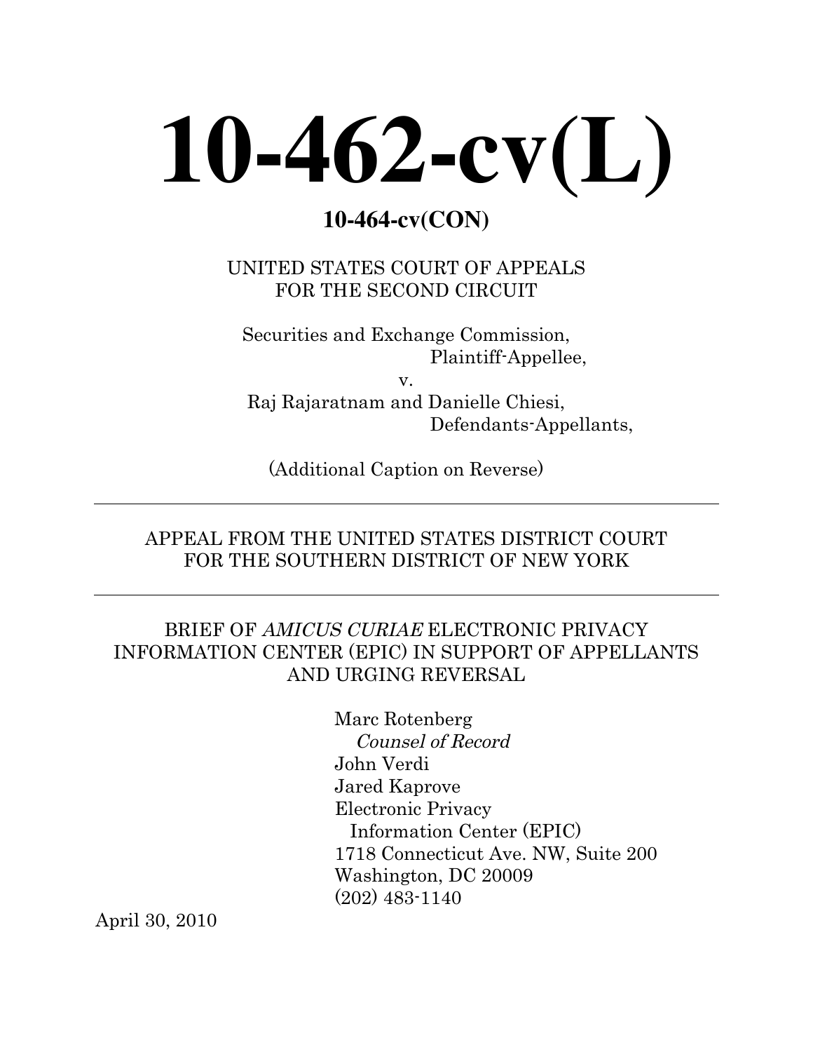# 10-462-cv(L)

**10-464-cv(CON)**

UNITED STATES COURT OF APPEALS
FOR THE SECOND CIRCUIT

Securities and Exchange Commission,
Plaintiff-Appellee,
v.
Raj Rajaratnam and Danielle Chiesi,
Defendants-Appellants,

(Additional Caption on Reverse)

---

APPEAL FROM THE UNITED STATES DISTRICT COURT
FOR THE SOUTHERN DISTRICT OF NEW YORK

---

BRIEF OF *AMICUS CURIAE* ELECTRONIC PRIVACY INFORMATION CENTER (EPIC) IN SUPPORT OF APPELLANTS AND URGING REVERSAL

Marc Rotenberg
*Counsel of Record*
John Verdi
Jared Kaprove
Electronic Privacy
Information Center (EPIC)
1718 Connecticut Ave. NW, Suite 200
Washington, DC 20009
(202) 483-1140

April 30, 2010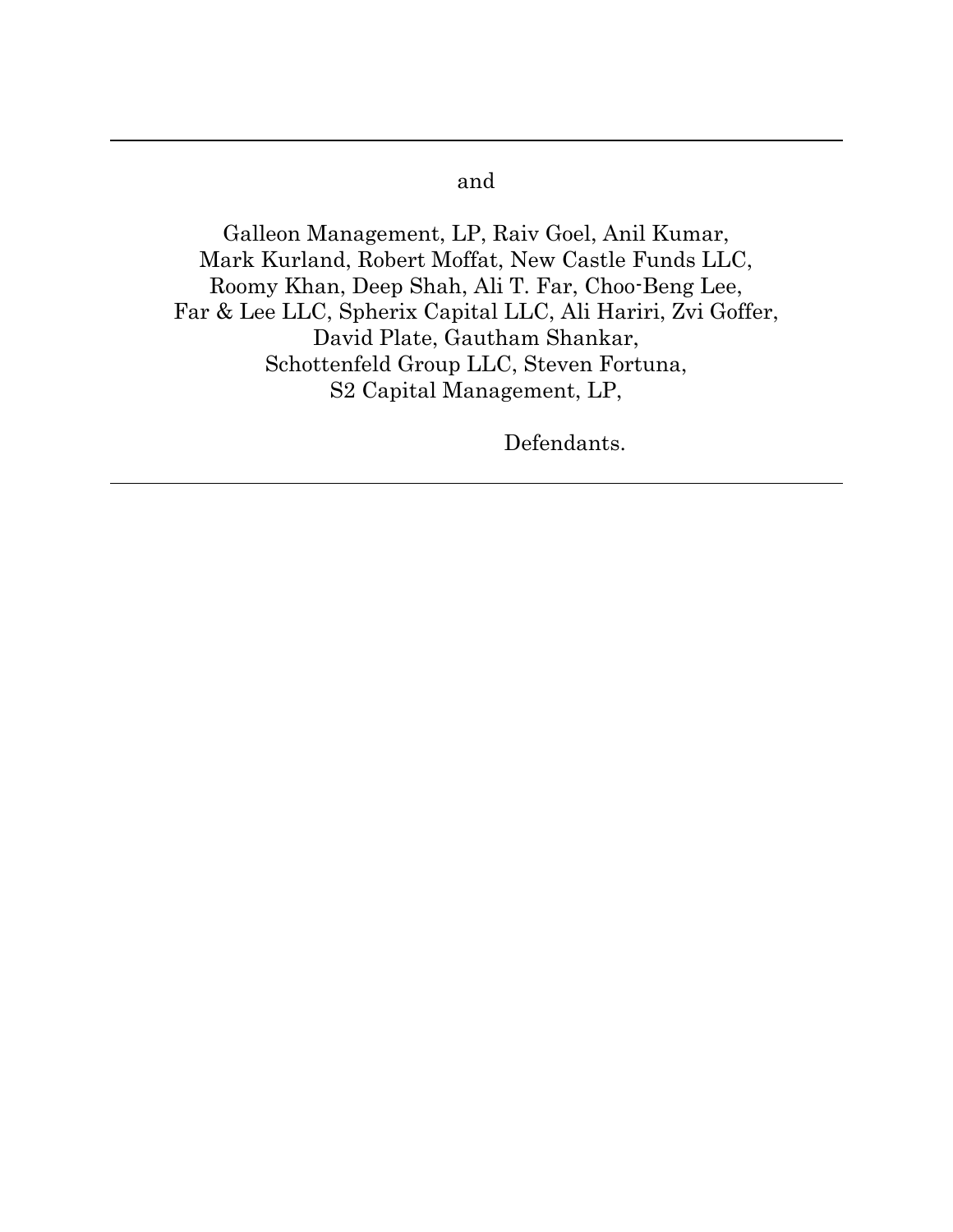---

and

Galleon Management, LP, Raiv Goel, Anil Kumar,
Mark Kurland, Robert Moffat, New Castle Funds LLC,
Roomy Khan, Deep Shah, Ali T. Far, Choo-Beng Lee,
Far & Lee LLC, Spherix Capital LLC, Ali Hariri, Zvi Goffer,
David Plate, Gautham Shankar,
Schottenfeld Group LLC, Steven Fortuna,
S2 Capital Management, LP,

Defendants.

---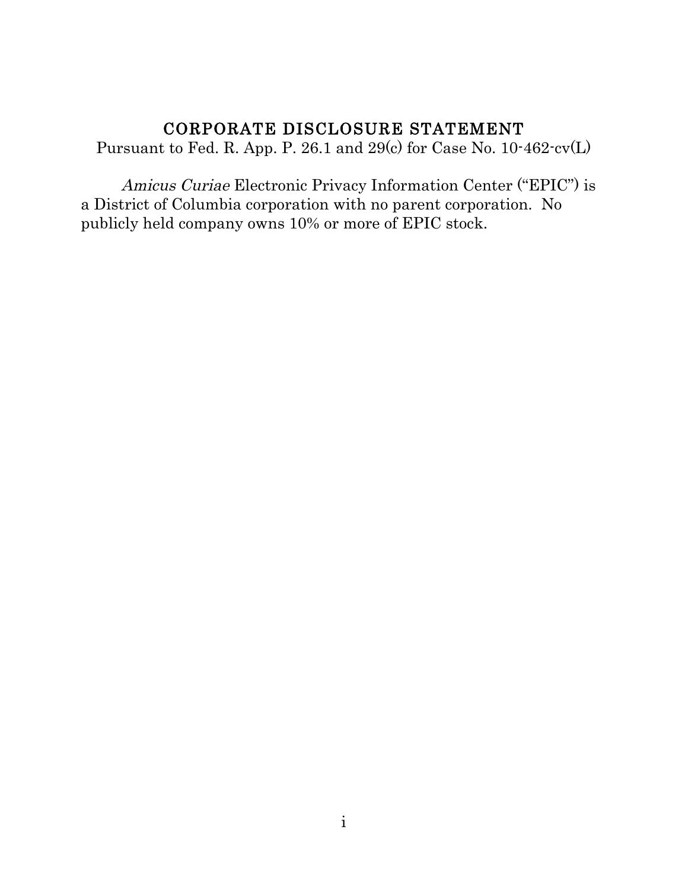# CORPORATE DISCLOSURE STATEMENT

Pursuant to Fed. R. App. P. 26.1 and 29(c) for Case No. 10-462-cv(L)

*Amicus Curiae* Electronic Privacy Information Center ("EPIC") is a District of Columbia corporation with no parent corporation. No publicly held company owns 10% or more of EPIC stock.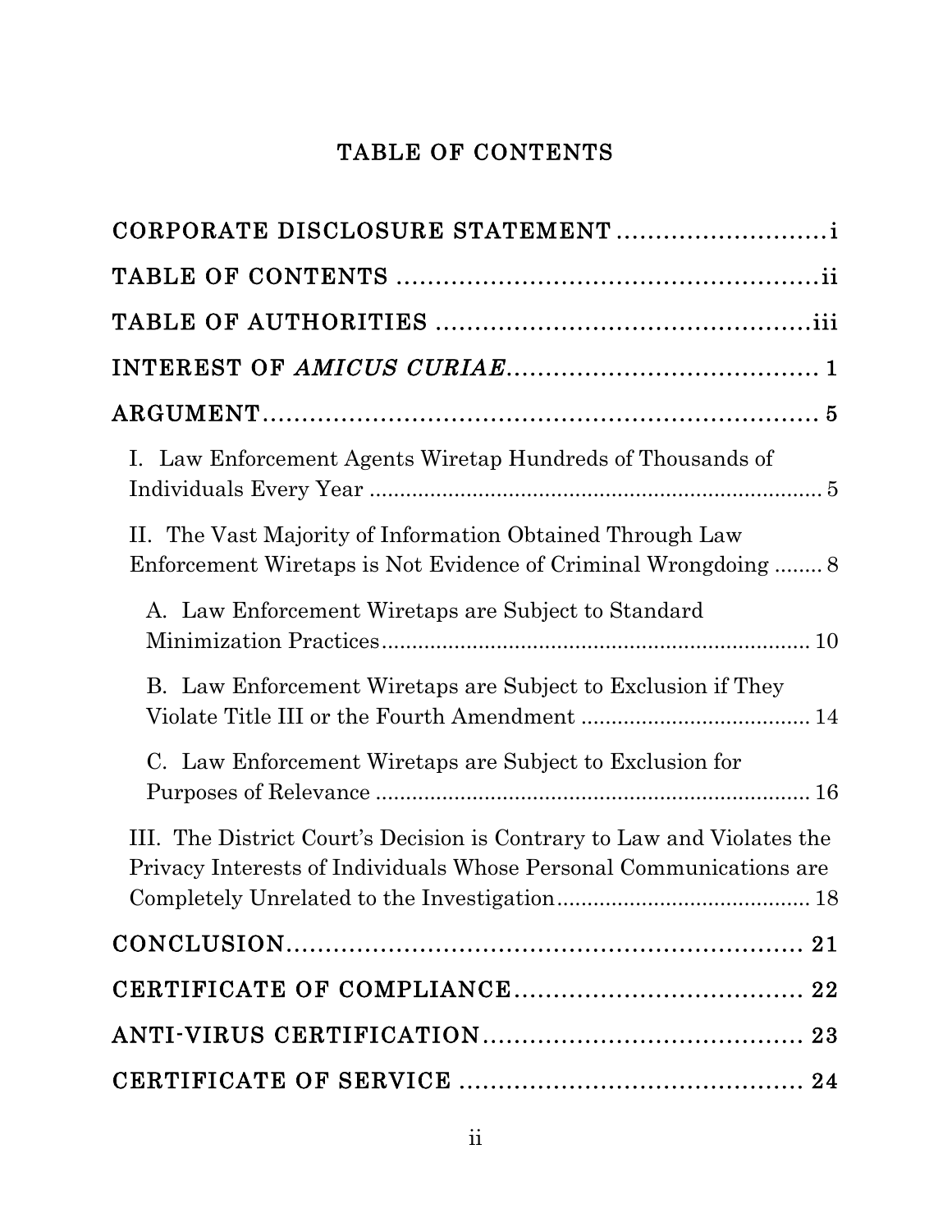# TABLE OF CONTENTS

CORPORATE DISCLOSURE STATEMENT .......................... i

TABLE OF CONTENTS .......................................... ii

TABLE OF AUTHORITIES ...................................... iii

INTEREST OF *AMICUS CURIAE* .............................. 1

ARGUMENT ..................................................... 5

I. Law Enforcement Agents Wiretap Hundreds of Thousands of Individuals Every Year ..................................... 5

II. The Vast Majority of Information Obtained Through Law Enforcement Wiretaps is Not Evidence of Criminal Wrongdoing ........ 8

A. Law Enforcement Wiretaps are Subject to Standard Minimization Practices ..................................... 10

B. Law Enforcement Wiretaps are Subject to Exclusion if They Violate Title III or the Fourth Amendment ..................... 14

C. Law Enforcement Wiretaps are Subject to Exclusion for Purposes of Relevance ..................................... 16

III. The District Court's Decision is Contrary to Law and Violates the Privacy Interests of Individuals Whose Personal Communications are Completely Unrelated to the Investigation ..................... 18

CONCLUSION ................................................ 21

CERTIFICATE OF COMPLIANCE .............................. 22

ANTI-VIRUS CERTIFICATION ................................ 23

CERTIFICATE OF SERVICE .................................. 24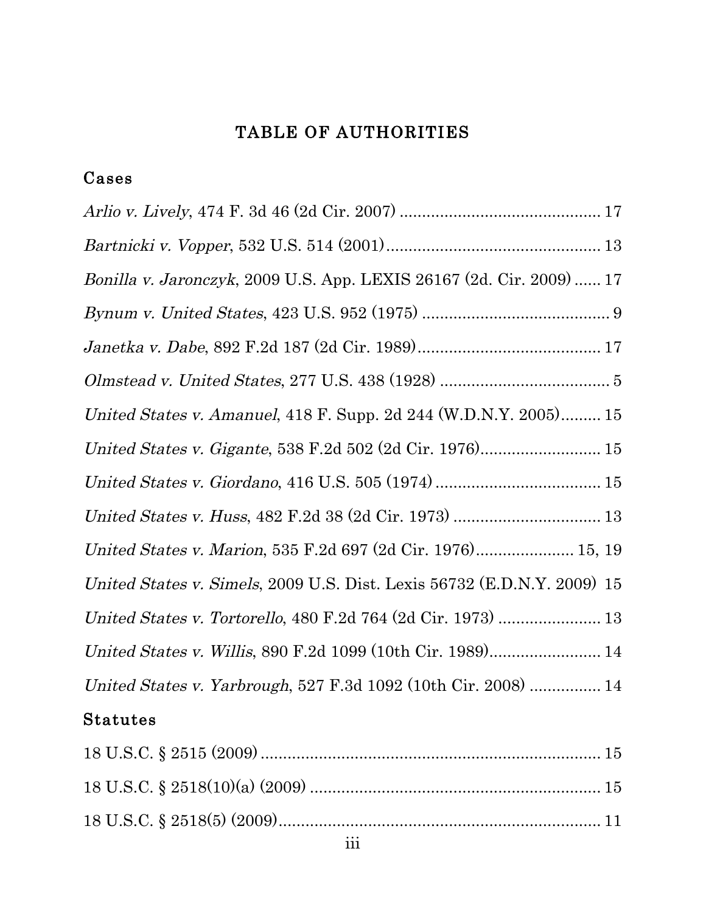# TABLE OF AUTHORITIES

## Cases

*Arlio v. Lively*, 474 F. 3d 46 (2d Cir. 2007) ............................................ 17

*Bartnicki v. Vopper*, 532 U.S. 514 (2001)................................................ 13

*Bonilla v. Jaronczyk*, 2009 U.S. App. LEXIS 26167 (2d. Cir. 2009) ...... 17

*Bynum v. United States*, 423 U.S. 952 (1975) .......................................... 9

*Janetka v. Dabe*, 892 F.2d 187 (2d Cir. 1989)......................................... 17

*Olmstead v. United States*, 277 U.S. 438 (1928) ...................................... 5

*United States v. Amanuel*, 418 F. Supp. 2d 244 (W.D.N.Y. 2005)......... 15

*United States v. Gigante*, 538 F.2d 502 (2d Cir. 1976)........................... 15

*United States v. Giordano*, 416 U.S. 505 (1974) ..................................... 15

*United States v. Huss*, 482 F.2d 38 (2d Cir. 1973) ................................. 13

*United States v. Marion*, 535 F.2d 697 (2d Cir. 1976)...................... 15, 19

*United States v. Simels*, 2009 U.S. Dist. Lexis 56732 (E.D.N.Y. 2009) 15

*United States v. Tortorello*, 480 F.2d 764 (2d Cir. 1973) ....................... 13

*United States v. Willis*, 890 F.2d 1099 (10th Cir. 1989)......................... 14

*United States v. Yarbrough*, 527 F.3d 1092 (10th Cir. 2008) ................ 14

## Statutes

18 U.S.C. § 2515 (2009) ............................................................................ 15

18 U.S.C. § 2518(10)(a) (2009) ................................................................. 15

18 U.S.C. § 2518(5) (2009)........................................................................ 11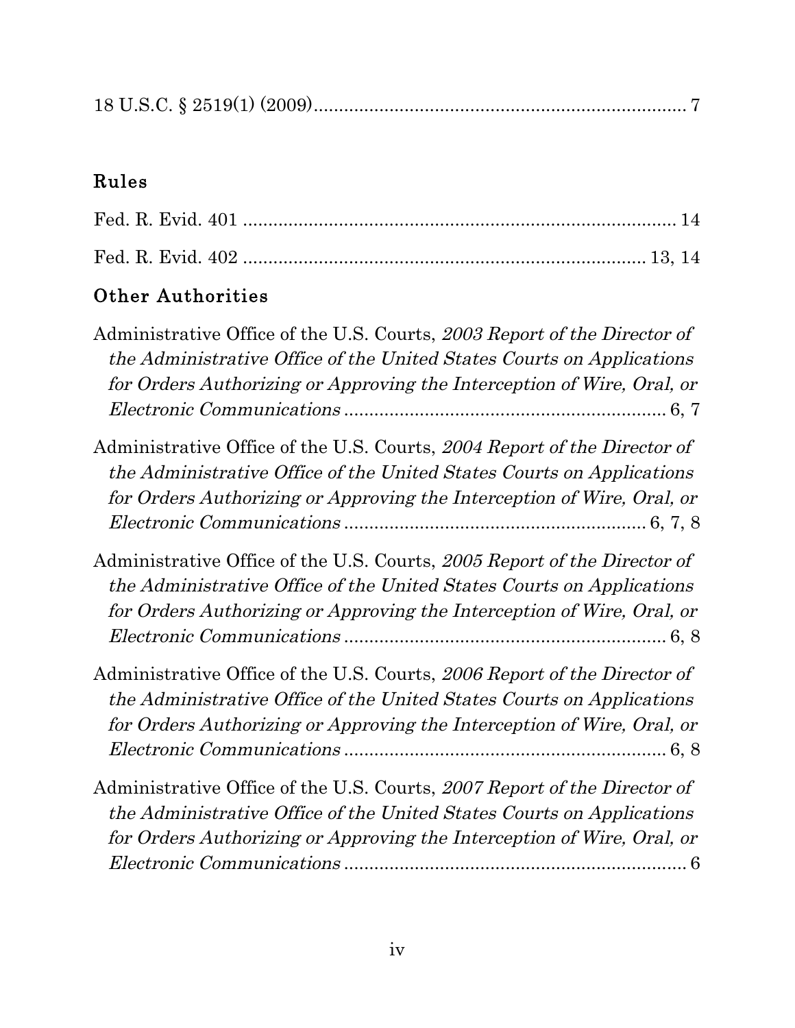18 U.S.C. § 2519(1) (2009)........................................................................ 7

## Rules

Fed. R. Evid. 401 ...................................................................................... 14

Fed. R. Evid. 402 ................................................................................ 13, 14

## Other Authorities

Administrative Office of the U.S. Courts, *2003 Report of the Director of the Administrative Office of the United States Courts on Applications for Orders Authorizing or Approving the Interception of Wire, Oral, or Electronic Communications* ................................................................ 6, 7

Administrative Office of the U.S. Courts, *2004 Report of the Director of the Administrative Office of the United States Courts on Applications for Orders Authorizing or Approving the Interception of Wire, Oral, or Electronic Communications* ............................................................ 6, 7, 8

Administrative Office of the U.S. Courts, *2005 Report of the Director of the Administrative Office of the United States Courts on Applications for Orders Authorizing or Approving the Interception of Wire, Oral, or Electronic Communications* ................................................................ 6, 8

Administrative Office of the U.S. Courts, *2006 Report of the Director of the Administrative Office of the United States Courts on Applications for Orders Authorizing or Approving the Interception of Wire, Oral, or Electronic Communications* ................................................................ 6, 8

Administrative Office of the U.S. Courts, *2007 Report of the Director of the Administrative Office of the United States Courts on Applications for Orders Authorizing or Approving the Interception of Wire, Oral, or Electronic Communications* .................................................................... 6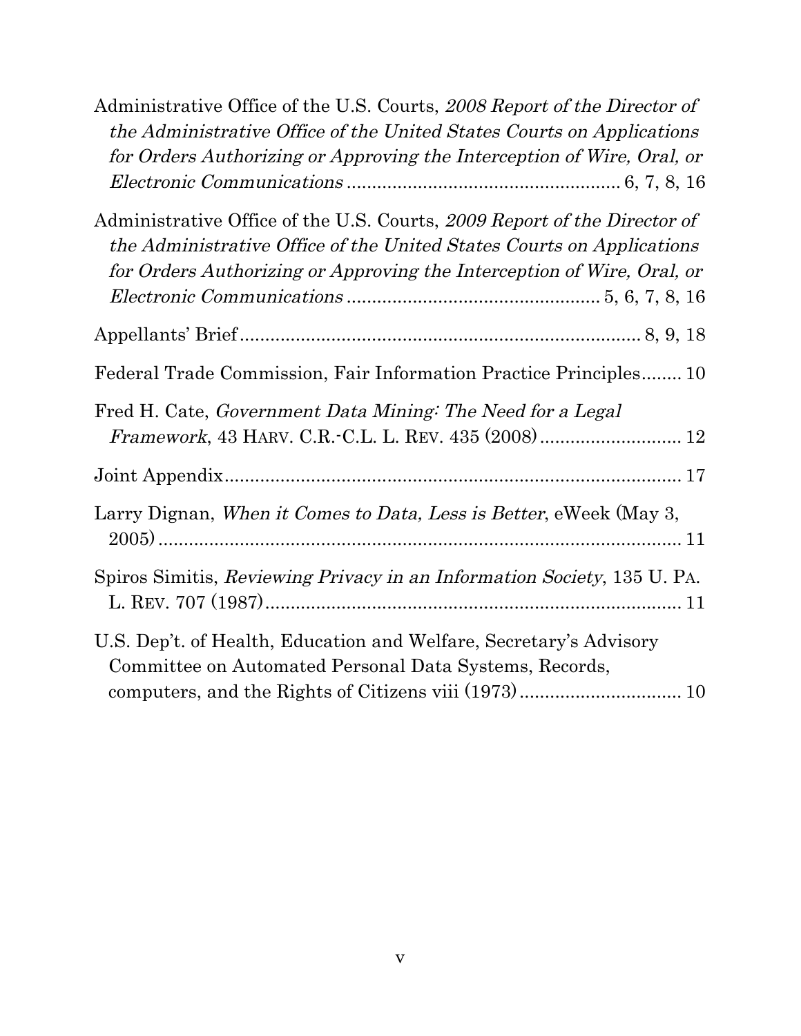Administrative Office of the U.S. Courts, *2008 Report of the Director of the Administrative Office of the United States Courts on Applications for Orders Authorizing or Approving the Interception of Wire, Oral, or Electronic Communications* ...................................................... 6, 7, 8, 16

Administrative Office of the U.S. Courts, *2009 Report of the Director of the Administrative Office of the United States Courts on Applications for Orders Authorizing or Approving the Interception of Wire, Oral, or Electronic Communications* .................................................. 5, 6, 7, 8, 16

Appellants' Brief ............................................................................... 8, 9, 18

Federal Trade Commission, Fair Information Practice Principles........ 10

Fred H. Cate, *Government Data Mining: The Need for a Legal Framework*, 43 HARV. C.R.-C.L. L. REV. 435 (2008) ............................ 12

Joint Appendix.......................................................................................... 17

Larry Dignan, *When it Comes to Data, Less is Better*, eWeek (May 3, 2005) ......................................................................................................... 11

Spiros Simitis, *Reviewing Privacy in an Information Society*, 135 U. PA. L. REV. 707 (1987) ................................................................................... 11

U.S. Dep't. of Health, Education and Welfare, Secretary's Advisory Committee on Automated Personal Data Systems, Records, computers, and the Rights of Citizens viii (1973) ................................ 10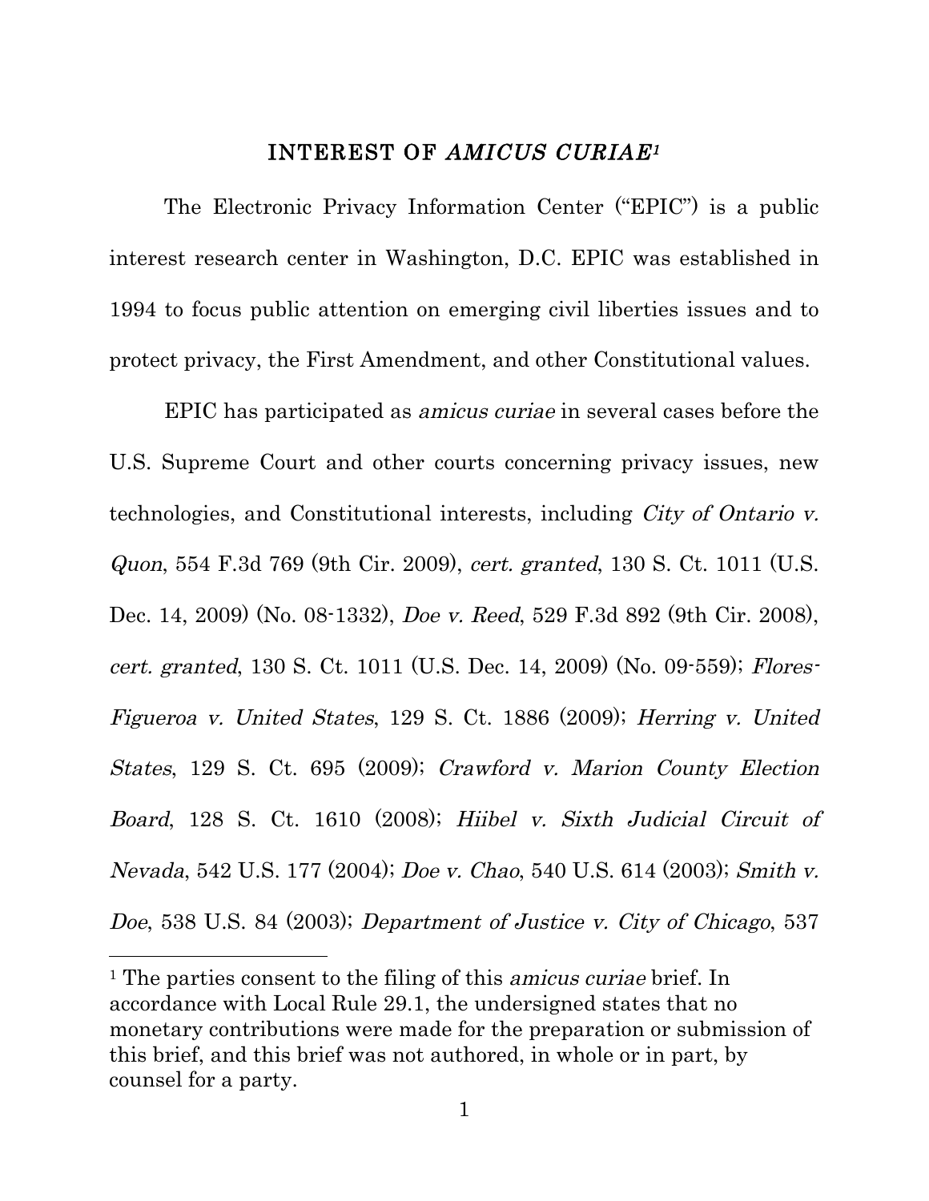## INTEREST OF *AMICUS CURIAE*[1]

The Electronic Privacy Information Center ("EPIC") is a public interest research center in Washington, D.C. EPIC was established in 1994 to focus public attention on emerging civil liberties issues and to protect privacy, the First Amendment, and other Constitutional values.

EPIC has participated as *amicus curiae* in several cases before the U.S. Supreme Court and other courts concerning privacy issues, new technologies, and Constitutional interests, including *City of Ontario v. Quon*, 554 F.3d 769 (9th Cir. 2009), *cert. granted*, 130 S. Ct. 1011 (U.S. Dec. 14, 2009) (No. 08-1332), *Doe v. Reed*, 529 F.3d 892 (9th Cir. 2008), *cert. granted*, 130 S. Ct. 1011 (U.S. Dec. 14, 2009) (No. 09-559); *Flores-Figueroa v. United States*, 129 S. Ct. 1886 (2009); *Herring v. United States*, 129 S. Ct. 695 (2009); *Crawford v. Marion County Election Board*, 128 S. Ct. 1610 (2008); *Hiibel v. Sixth Judicial Circuit of Nevada*, 542 U.S. 177 (2004); *Doe v. Chao*, 540 U.S. 614 (2003); *Smith v. Doe*, 538 U.S. 84 (2003); *Department of Justice v. City of Chicago*, 537

---

[1] The parties consent to the filing of this *amicus curiae* brief. In accordance with Local Rule 29.1, the undersigned states that no monetary contributions were made for the preparation or submission of this brief, and this brief was not authored, in whole or in part, by counsel for a party.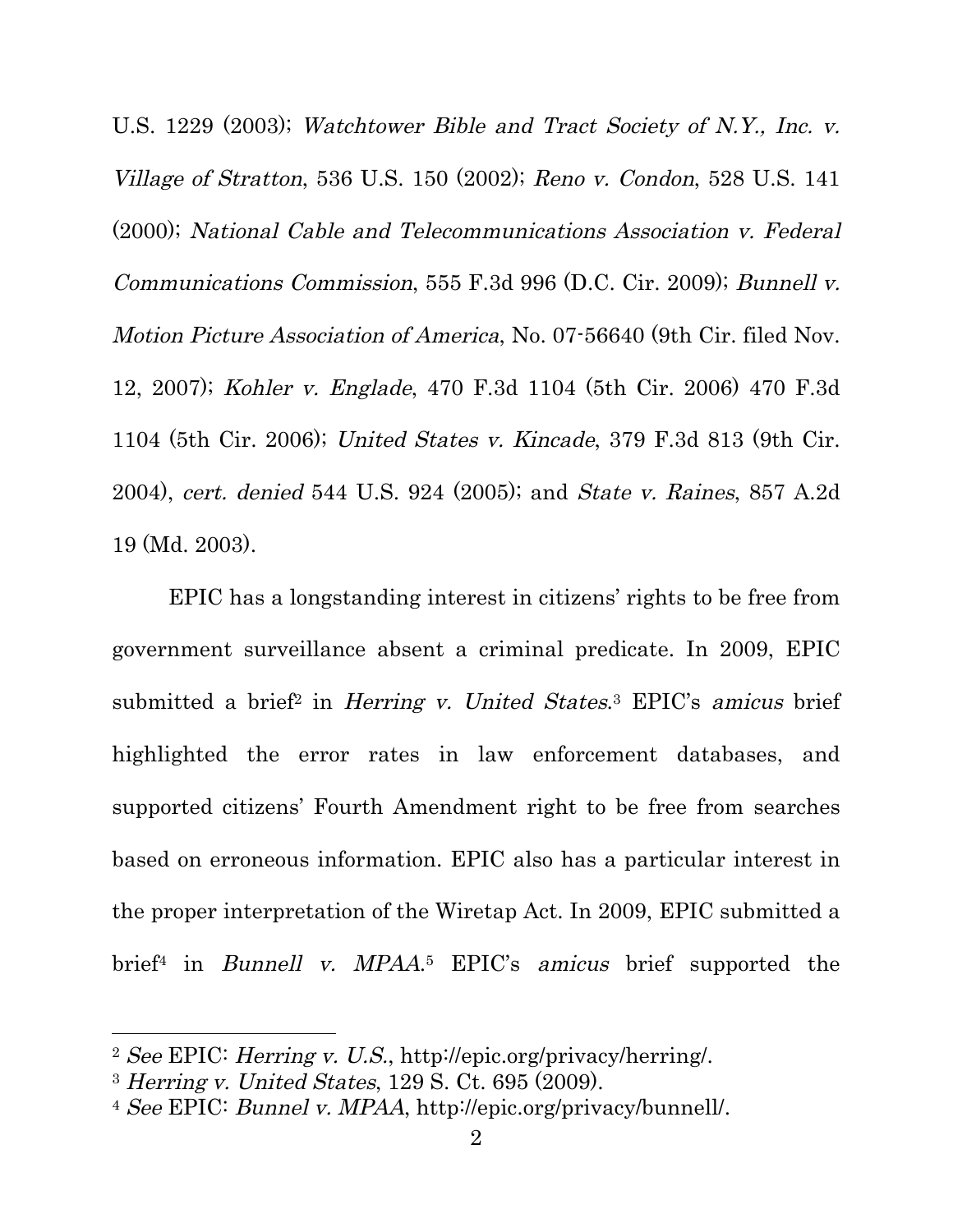U.S. 1229 (2003); *Watchtower Bible and Tract Society of N.Y., Inc. v. Village of Stratton*, 536 U.S. 150 (2002); *Reno v. Condon*, 528 U.S. 141 (2000); *National Cable and Telecommunications Association v. Federal Communications Commission*, 555 F.3d 996 (D.C. Cir. 2009); *Bunnell v. Motion Picture Association of America*, No. 07-56640 (9th Cir. filed Nov. 12, 2007); *Kohler v. Englade*, 470 F.3d 1104 (5th Cir. 2006) 470 F.3d 1104 (5th Cir. 2006); *United States v. Kincade*, 379 F.3d 813 (9th Cir. 2004), *cert. denied* 544 U.S. 924 (2005); and *State v. Raines*, 857 A.2d 19 (Md. 2003).

EPIC has a longstanding interest in citizens' rights to be free from government surveillance absent a criminal predicate. In 2009, EPIC submitted a brief[2] in *Herring v. United States*.[3] EPIC's *amicus* brief highlighted the error rates in law enforcement databases, and supported citizens' Fourth Amendment right to be free from searches based on erroneous information. EPIC also has a particular interest in the proper interpretation of the Wiretap Act. In 2009, EPIC submitted a brief[4] in *Bunnell v. MPAA*.[5] EPIC's *amicus* brief supported the

---

[2] *See* EPIC: *Herring v. U.S.*, http://epic.org/privacy/herring/.

[3] *Herring v. United States*, 129 S. Ct. 695 (2009).

[4] *See* EPIC: *Bunnel v. MPAA*, http://epic.org/privacy/bunnell/.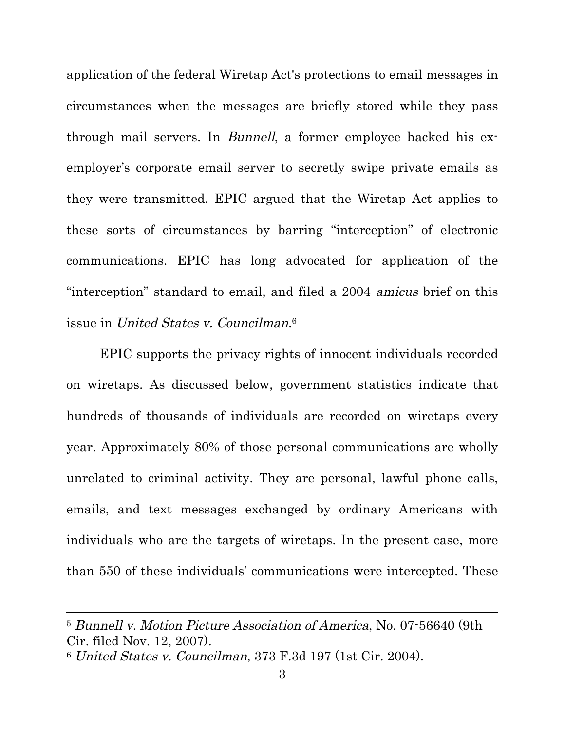application of the federal Wiretap Act's protections to email messages in circumstances when the messages are briefly stored while they pass through mail servers. In *Bunnell*, a former employee hacked his ex-employer's corporate email server to secretly swipe private emails as they were transmitted. EPIC argued that the Wiretap Act applies to these sorts of circumstances by barring "interception" of electronic communications. EPIC has long advocated for application of the "interception" standard to email, and filed a 2004 *amicus* brief on this issue in *United States v. Councilman*.[6]

EPIC supports the privacy rights of innocent individuals recorded on wiretaps. As discussed below, government statistics indicate that hundreds of thousands of individuals are recorded on wiretaps every year. Approximately 80% of those personal communications are wholly unrelated to criminal activity. They are personal, lawful phone calls, emails, and text messages exchanged by ordinary Americans with individuals who are the targets of wiretaps. In the present case, more than 550 of these individuals' communications were intercepted. These

---

[5] *Bunnell v. Motion Picture Association of America*, No. 07-56640 (9th Cir. filed Nov. 12, 2007).

[6] *United States v. Councilman*, 373 F.3d 197 (1st Cir. 2004).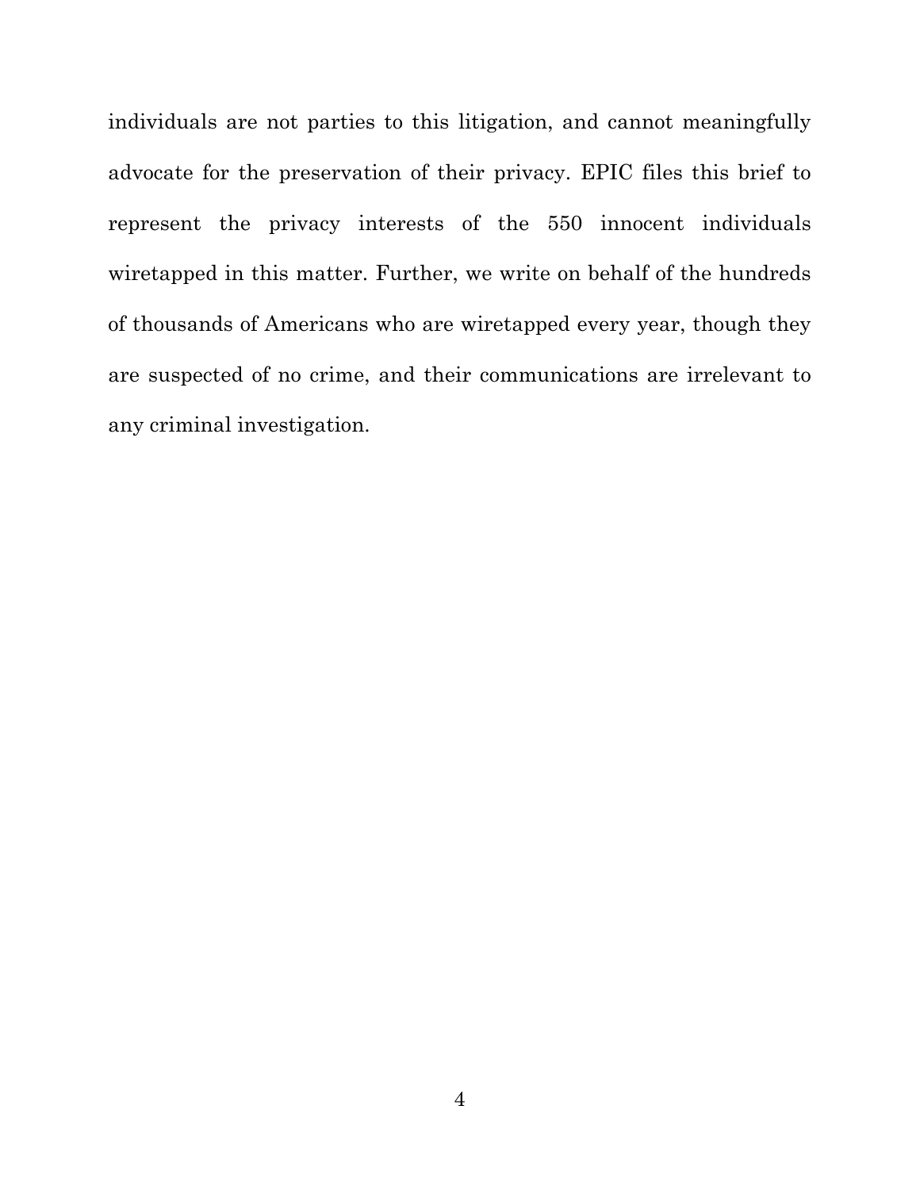individuals are not parties to this litigation, and cannot meaningfully advocate for the preservation of their privacy. EPIC files this brief to represent the privacy interests of the 550 innocent individuals wiretapped in this matter. Further, we write on behalf of the hundreds of thousands of Americans who are wiretapped every year, though they are suspected of no crime, and their communications are irrelevant to any criminal investigation.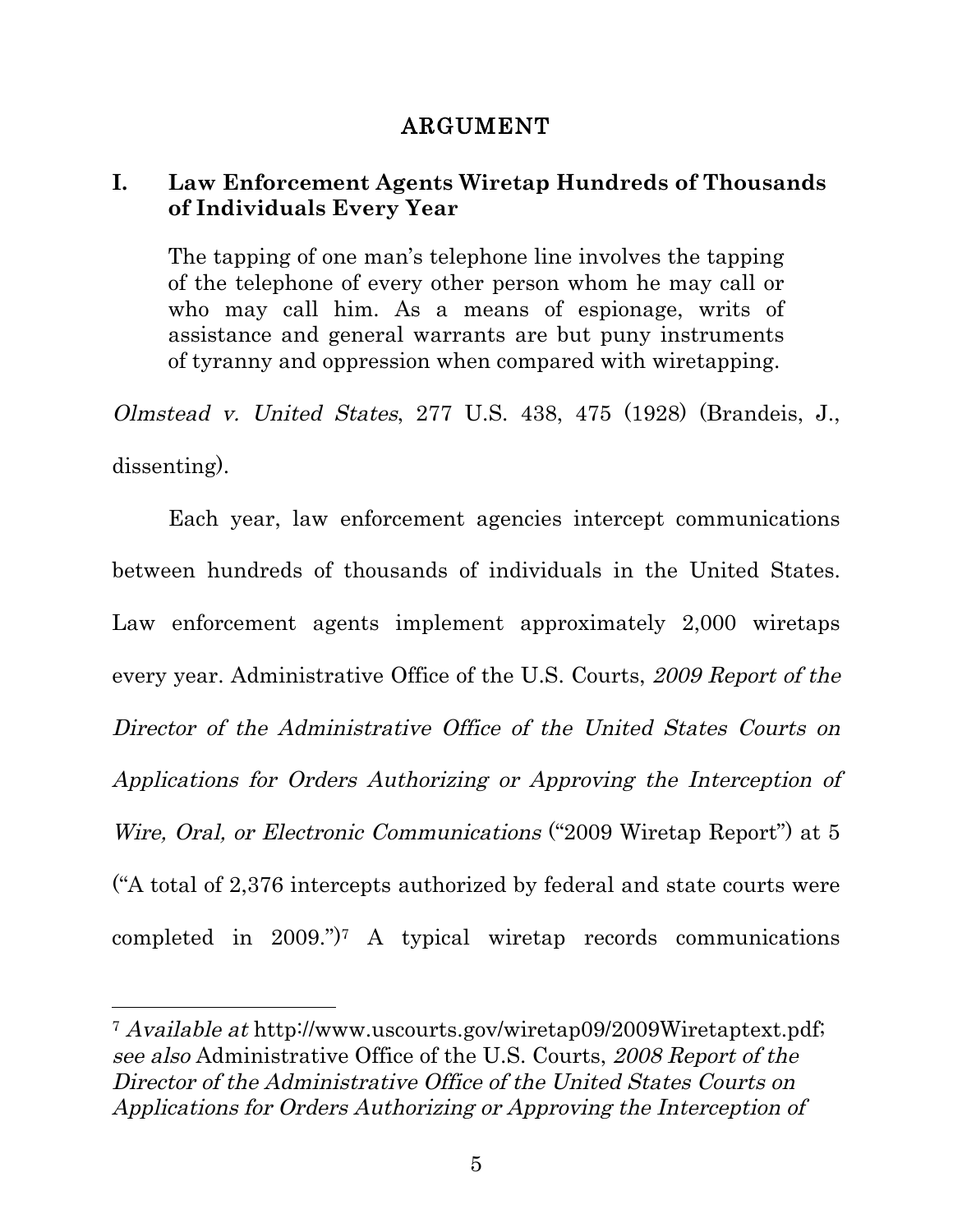## ARGUMENT

### I. Law Enforcement Agents Wiretap Hundreds of Thousands of Individuals Every Year

> The tapping of one man's telephone line involves the tapping of the telephone of every other person whom he may call or who may call him. As a means of espionage, writs of assistance and general warrants are but puny instruments of tyranny and oppression when compared with wiretapping.

*Olmstead v. United States*, 277 U.S. 438, 475 (1928) (Brandeis, J., dissenting).

Each year, law enforcement agencies intercept communications between hundreds of thousands of individuals in the United States. Law enforcement agents implement approximately 2,000 wiretaps every year. Administrative Office of the U.S. Courts, *2009 Report of the Director of the Administrative Office of the United States Courts on Applications for Orders Authorizing or Approving the Interception of Wire, Oral, or Electronic Communications* ("2009 Wiretap Report") at 5 ("A total of 2,376 intercepts authorized by federal and state courts were completed in 2009.")[7] A typical wiretap records communications

---

[7] *Available at* http://www.uscourts.gov/wiretap09/2009Wiretaptext.pdf; *see also* Administrative Office of the U.S. Courts, *2008 Report of the Director of the Administrative Office of the United States Courts on Applications for Orders Authorizing or Approving the Interception of*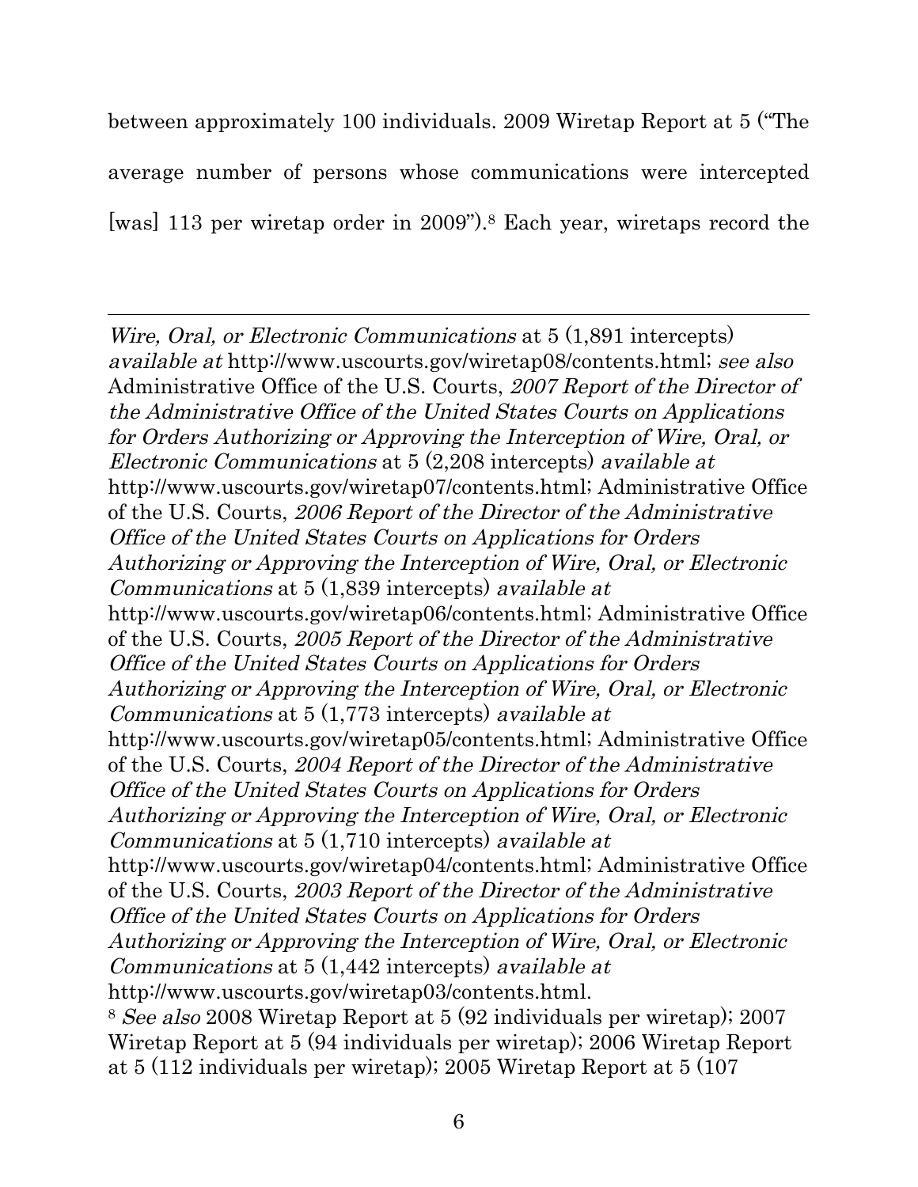between approximately 100 individuals. 2009 Wiretap Report at 5 ("The average number of persons whose communications were intercepted [was] 113 per wiretap order in 2009").[8] Each year, wiretaps record the

---

*Wire, Oral, or Electronic Communications* at 5 (1,891 intercepts) *available at* http://www.uscourts.gov/wiretap08/contents.html; *see also* Administrative Office of the U.S. Courts, *2007 Report of the Director of the Administrative Office of the United States Courts on Applications for Orders Authorizing or Approving the Interception of Wire, Oral, or Electronic Communications* at 5 (2,208 intercepts) *available at* http://www.uscourts.gov/wiretap07/contents.html; Administrative Office of the U.S. Courts, *2006 Report of the Director of the Administrative Office of the United States Courts on Applications for Orders Authorizing or Approving the Interception of Wire, Oral, or Electronic Communications* at 5 (1,839 intercepts) *available at* http://www.uscourts.gov/wiretap06/contents.html; Administrative Office of the U.S. Courts, *2005 Report of the Director of the Administrative Office of the United States Courts on Applications for Orders Authorizing or Approving the Interception of Wire, Oral, or Electronic Communications* at 5 (1,773 intercepts) *available at* http://www.uscourts.gov/wiretap05/contents.html; Administrative Office of the U.S. Courts, *2004 Report of the Director of the Administrative Office of the United States Courts on Applications for Orders Authorizing or Approving the Interception of Wire, Oral, or Electronic Communications* at 5 (1,710 intercepts) *available at* http://www.uscourts.gov/wiretap04/contents.html; Administrative Office of the U.S. Courts, *2003 Report of the Director of the Administrative Office of the United States Courts on Applications for Orders Authorizing or Approving the Interception of Wire, Oral, or Electronic Communications* at 5 (1,442 intercepts) *available at* http://www.uscourts.gov/wiretap03/contents.html.

[8] *See also* 2008 Wiretap Report at 5 (92 individuals per wiretap); 2007 Wiretap Report at 5 (94 individuals per wiretap); 2006 Wiretap Report at 5 (112 individuals per wiretap); 2005 Wiretap Report at 5 (107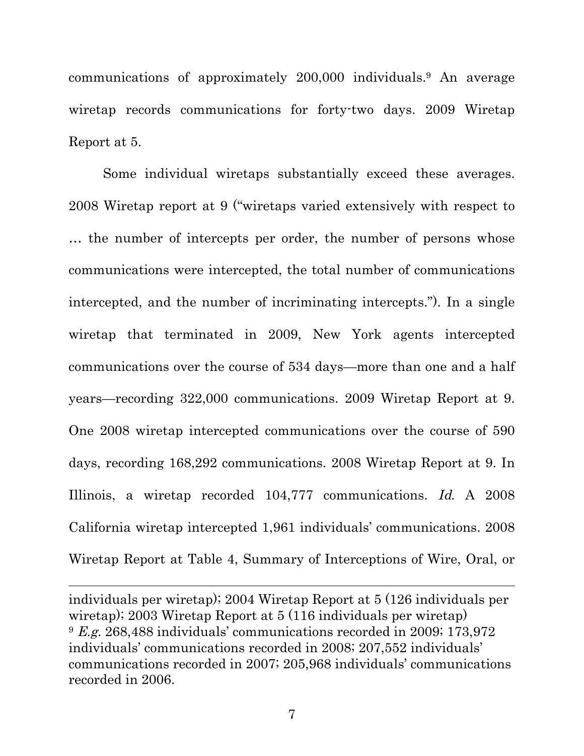communications of approximately 200,000 individuals.[9] An average wiretap records communications for forty-two days. 2009 Wiretap Report at 5.

Some individual wiretaps substantially exceed these averages. 2008 Wiretap report at 9 ("wiretaps varied extensively with respect to … the number of intercepts per order, the number of persons whose communications were intercepted, the total number of communications intercepted, and the number of incriminating intercepts."). In a single wiretap that terminated in 2009, New York agents intercepted communications over the course of 534 days—more than one and a half years—recording 322,000 communications. 2009 Wiretap Report at 9. One 2008 wiretap intercepted communications over the course of 590 days, recording 168,292 communications. 2008 Wiretap Report at 9. In Illinois, a wiretap recorded 104,777 communications. *Id.* A 2008 California wiretap intercepted 1,961 individuals' communications. 2008 Wiretap Report at Table 4, Summary of Interceptions of Wire, Oral, or

---

individuals per wiretap); 2004 Wiretap Report at 5 (126 individuals per wiretap); 2003 Wiretap Report at 5 (116 individuals per wiretap)

[9] *E.g.* 268,488 individuals' communications recorded in 2009; 173,972 individuals' communications recorded in 2008; 207,552 individuals' communications recorded in 2007; 205,968 individuals' communications recorded in 2006.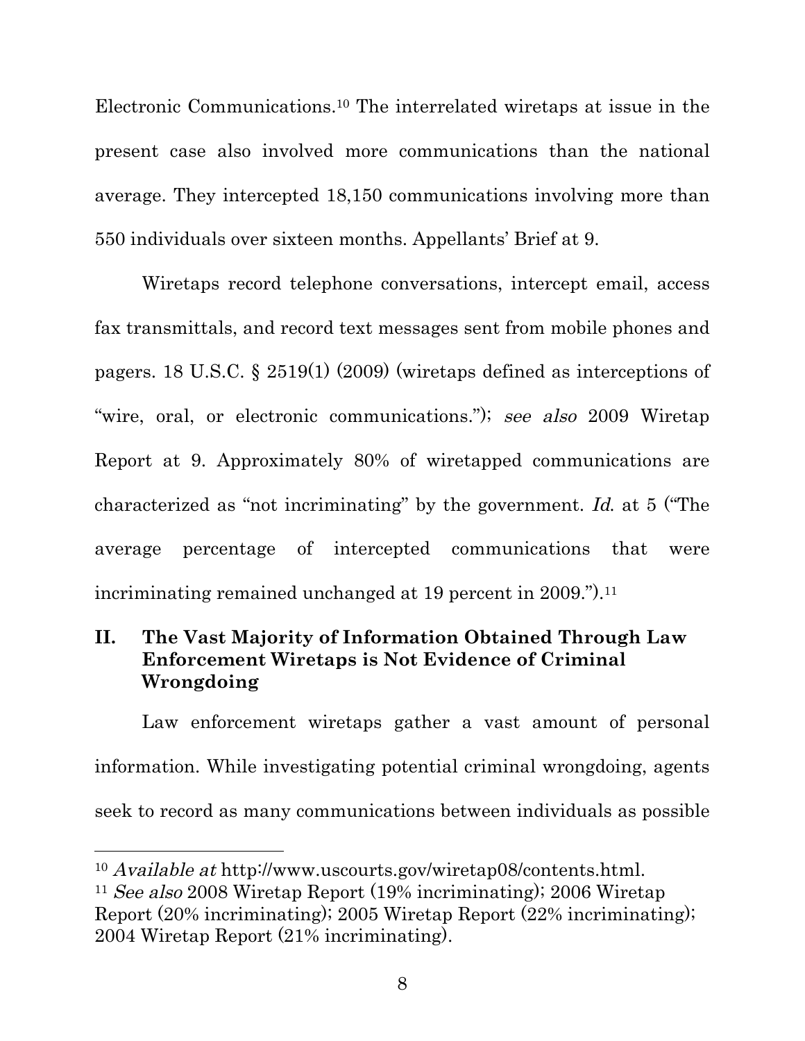Electronic Communications.[10] The interrelated wiretaps at issue in the present case also involved more communications than the national average. They intercepted 18,150 communications involving more than 550 individuals over sixteen months. Appellants' Brief at 9.

Wiretaps record telephone conversations, intercept email, access fax transmittals, and record text messages sent from mobile phones and pagers. 18 U.S.C. § 2519(1) (2009) (wiretaps defined as interceptions of "wire, oral, or electronic communications."); *see also* 2009 Wiretap Report at 9. Approximately 80% of wiretapped communications are characterized as "not incriminating" by the government. *Id.* at 5 ("The average percentage of intercepted communications that were incriminating remained unchanged at 19 percent in 2009.").[11]

## II. The Vast Majority of Information Obtained Through Law Enforcement Wiretaps is Not Evidence of Criminal Wrongdoing

Law enforcement wiretaps gather a vast amount of personal information. While investigating potential criminal wrongdoing, agents seek to record as many communications between individuals as possible

---

[10] *Available at* http://www.uscourts.gov/wiretap08/contents.html.

[11] *See also* 2008 Wiretap Report (19% incriminating); 2006 Wiretap Report (20% incriminating); 2005 Wiretap Report (22% incriminating); 2004 Wiretap Report (21% incriminating).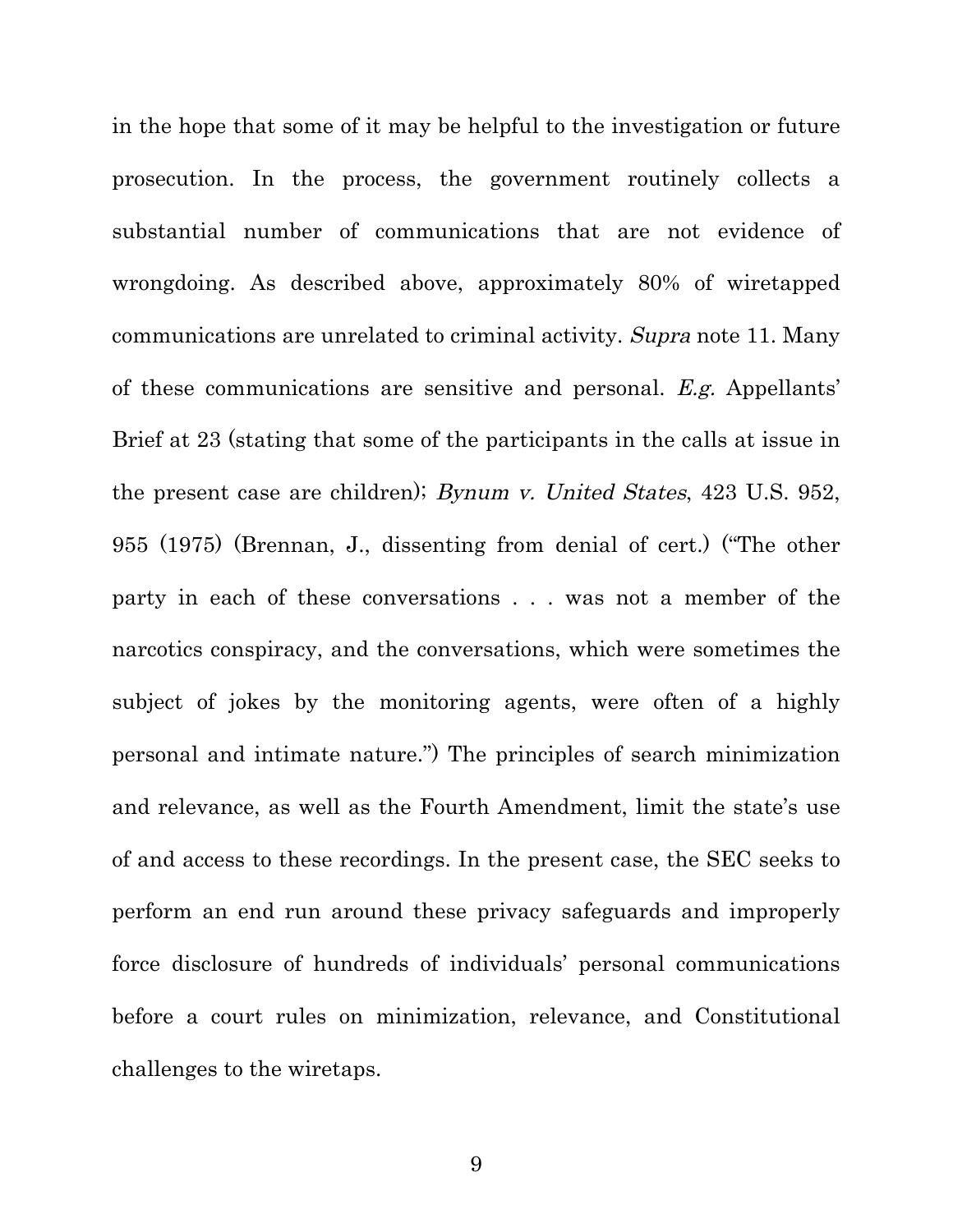in the hope that some of it may be helpful to the investigation or future prosecution. In the process, the government routinely collects a substantial number of communications that are not evidence of wrongdoing. As described above, approximately 80% of wiretapped communications are unrelated to criminal activity. *Supra* note 11. Many of these communications are sensitive and personal. *E.g.* Appellants' Brief at 23 (stating that some of the participants in the calls at issue in the present case are children); *Bynum v. United States*, 423 U.S. 952, 955 (1975) (Brennan, J., dissenting from denial of cert.) ("The other party in each of these conversations . . . was not a member of the narcotics conspiracy, and the conversations, which were sometimes the subject of jokes by the monitoring agents, were often of a highly personal and intimate nature.") The principles of search minimization and relevance, as well as the Fourth Amendment, limit the state's use of and access to these recordings. In the present case, the SEC seeks to perform an end run around these privacy safeguards and improperly force disclosure of hundreds of individuals' personal communications before a court rules on minimization, relevance, and Constitutional challenges to the wiretaps.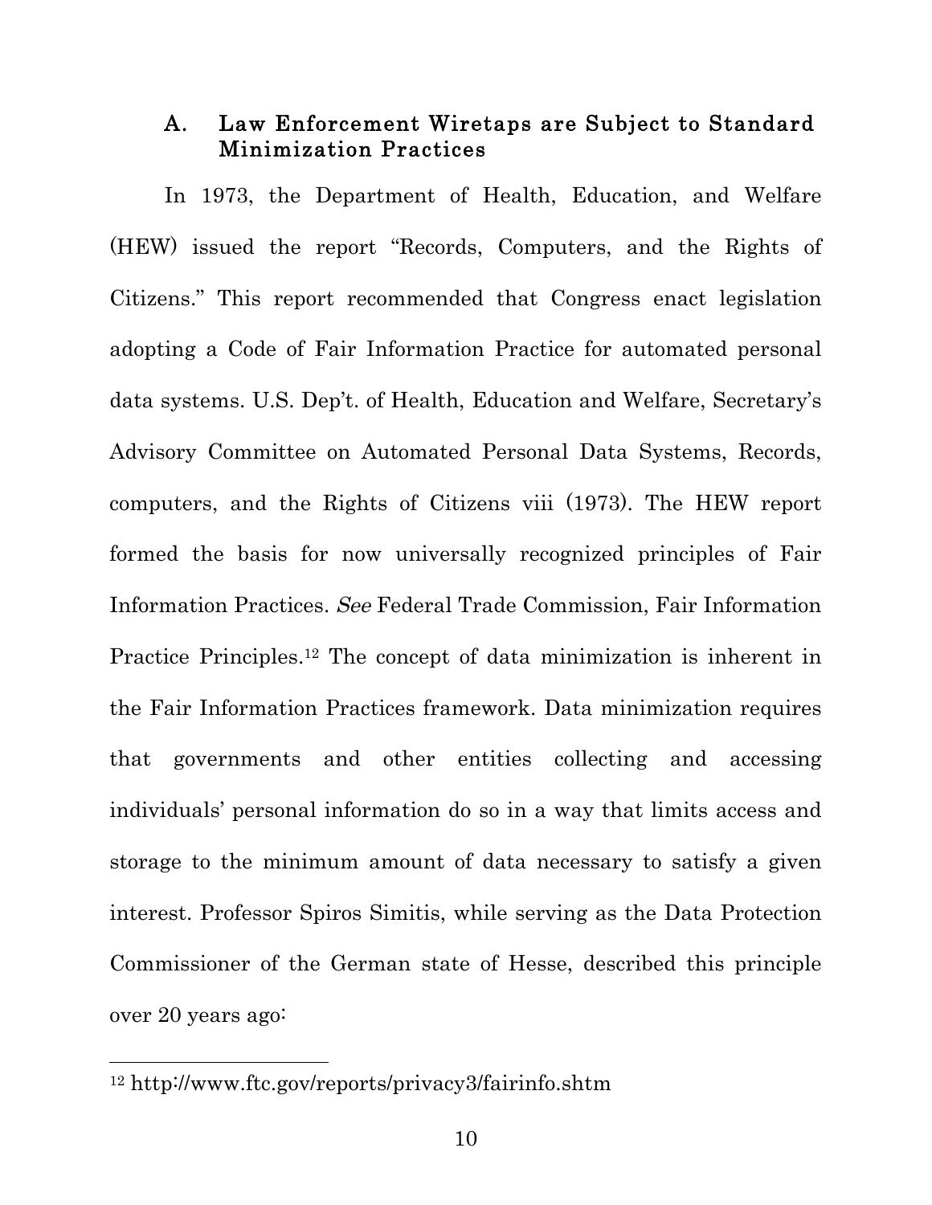### A. Law Enforcement Wiretaps are Subject to Standard Minimization Practices

In 1973, the Department of Health, Education, and Welfare (HEW) issued the report "Records, Computers, and the Rights of Citizens." This report recommended that Congress enact legislation adopting a Code of Fair Information Practice for automated personal data systems. U.S. Dep't. of Health, Education and Welfare, Secretary's Advisory Committee on Automated Personal Data Systems, Records, computers, and the Rights of Citizens viii (1973). The HEW report formed the basis for now universally recognized principles of Fair Information Practices. *See* Federal Trade Commission, Fair Information Practice Principles.[12] The concept of data minimization is inherent in the Fair Information Practices framework. Data minimization requires that governments and other entities collecting and accessing individuals' personal information do so in a way that limits access and storage to the minimum amount of data necessary to satisfy a given interest. Professor Spiros Simitis, while serving as the Data Protection Commissioner of the German state of Hesse, described this principle over 20 years ago:

---

[12] http://www.ftc.gov/reports/privacy3/fairinfo.shtm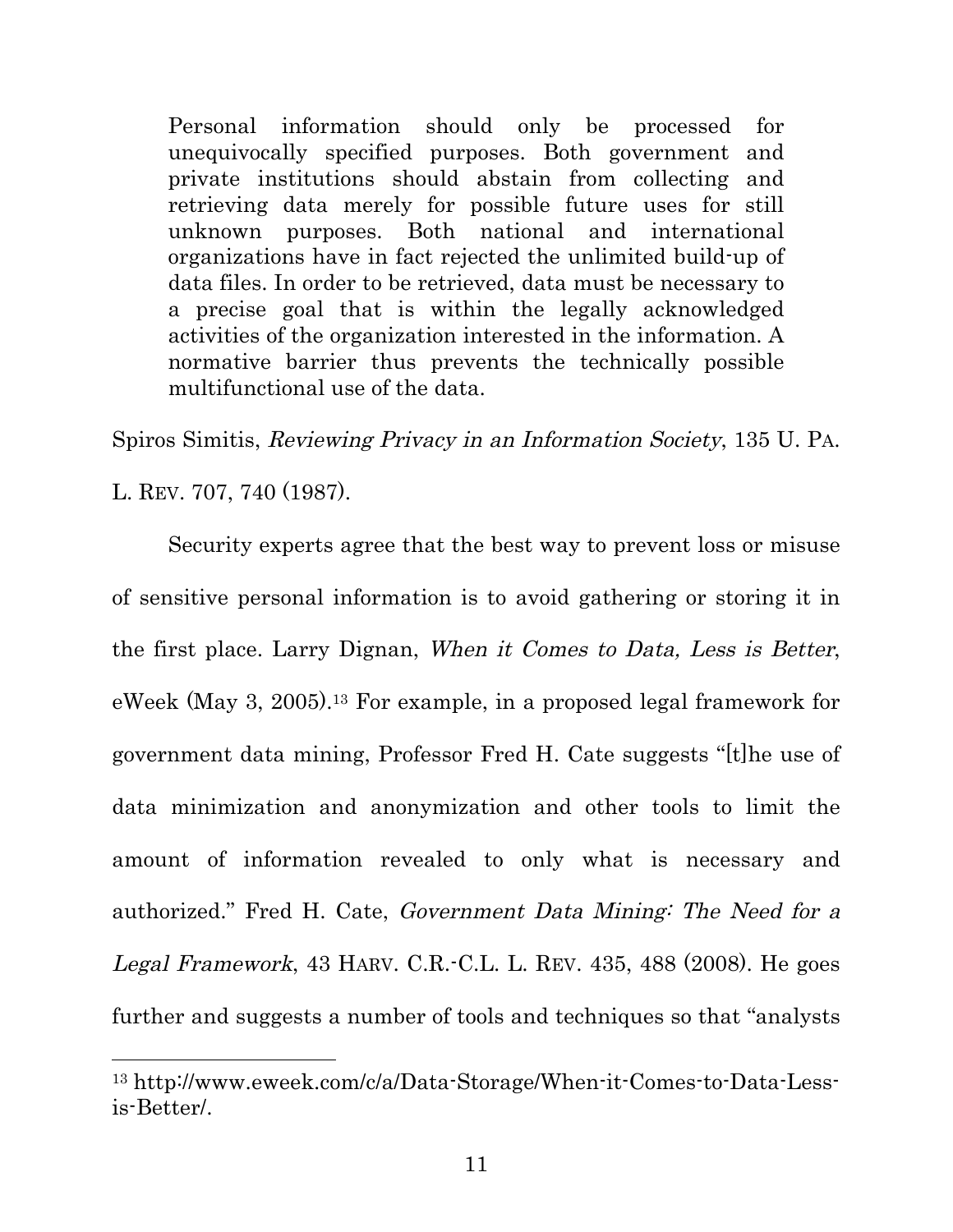> Personal information should only be processed for unequivocally specified purposes. Both government and private institutions should abstain from collecting and retrieving data merely for possible future uses for still unknown purposes. Both national and international organizations have in fact rejected the unlimited build-up of data files. In order to be retrieved, data must be necessary to a precise goal that is within the legally acknowledged activities of the organization interested in the information. A normative barrier thus prevents the technically possible multifunctional use of the data.

Spiros Simitis, *Reviewing Privacy in an Information Society*, 135 U. PA. L. REV. 707, 740 (1987).

Security experts agree that the best way to prevent loss or misuse of sensitive personal information is to avoid gathering or storing it in the first place. Larry Dignan, *When it Comes to Data, Less is Better*, eWeek (May 3, 2005).[13] For example, in a proposed legal framework for government data mining, Professor Fred H. Cate suggests "[t]he use of data minimization and anonymization and other tools to limit the amount of information revealed to only what is necessary and authorized." Fred H. Cate, *Government Data Mining: The Need for a Legal Framework*, 43 HARV. C.R.-C.L. L. REV. 435, 488 (2008). He goes further and suggests a number of tools and techniques so that "analysts

---

[13] http://www.eweek.com/c/a/Data-Storage/When-it-Comes-to-Data-Less-is-Better/.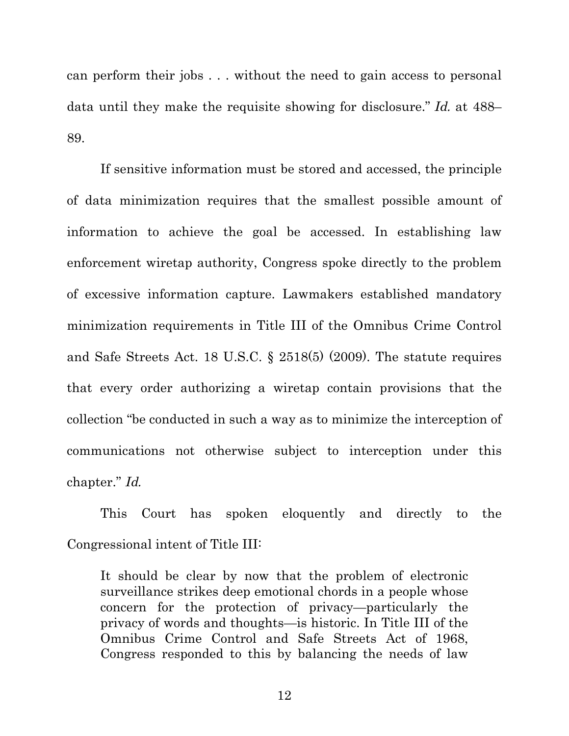can perform their jobs . . . without the need to gain access to personal data until they make the requisite showing for disclosure." *Id.* at 488–89.

If sensitive information must be stored and accessed, the principle of data minimization requires that the smallest possible amount of information to achieve the goal be accessed. In establishing law enforcement wiretap authority, Congress spoke directly to the problem of excessive information capture. Lawmakers established mandatory minimization requirements in Title III of the Omnibus Crime Control and Safe Streets Act. 18 U.S.C. § 2518(5) (2009). The statute requires that every order authorizing a wiretap contain provisions that the collection "be conducted in such a way as to minimize the interception of communications not otherwise subject to interception under this chapter." *Id.*

This Court has spoken eloquently and directly to the Congressional intent of Title III:

> It should be clear by now that the problem of electronic surveillance strikes deep emotional chords in a people whose concern for the protection of privacy—particularly the privacy of words and thoughts—is historic. In Title III of the Omnibus Crime Control and Safe Streets Act of 1968, Congress responded to this by balancing the needs of law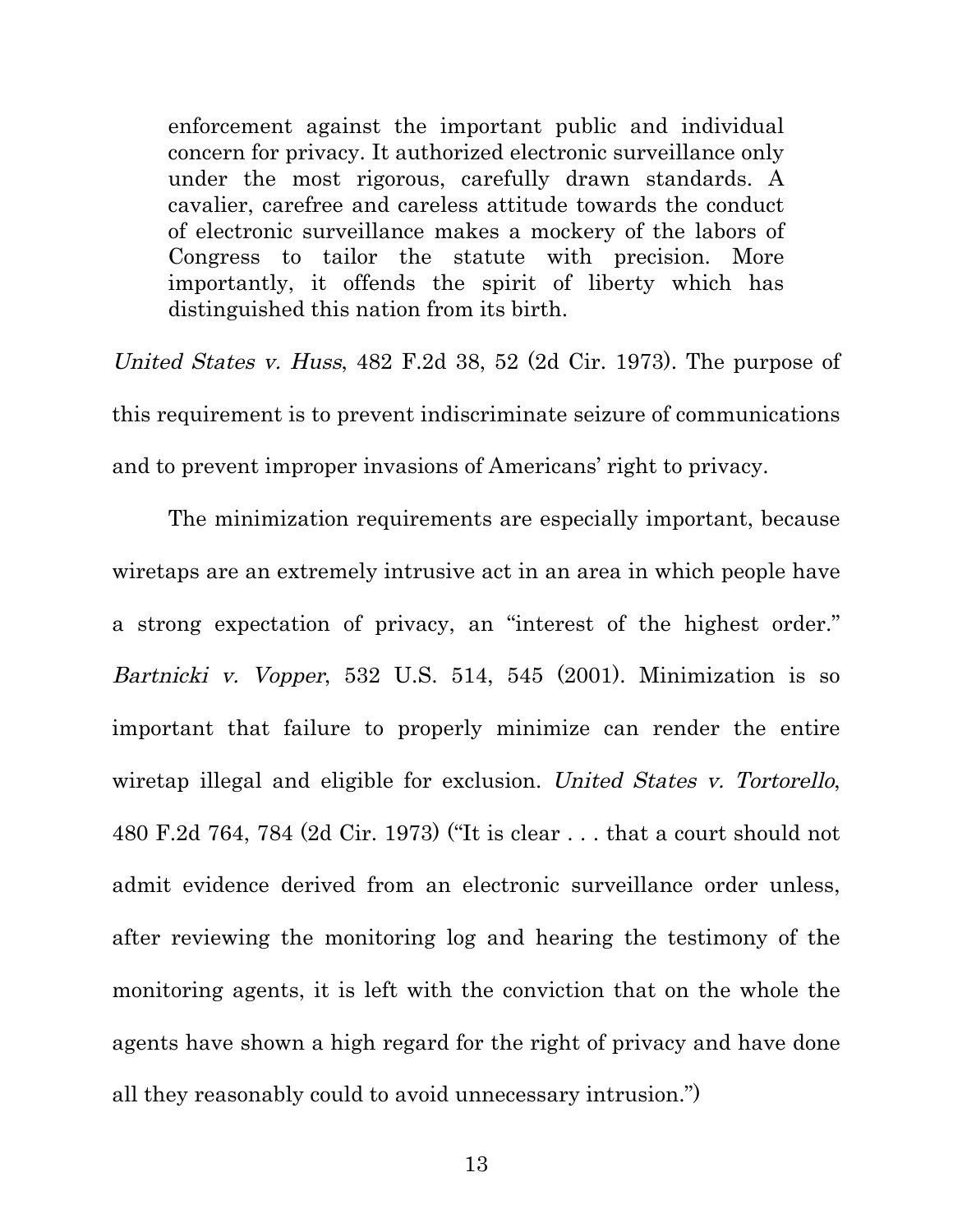> enforcement against the important public and individual concern for privacy. It authorized electronic surveillance only under the most rigorous, carefully drawn standards. A cavalier, carefree and careless attitude towards the conduct of electronic surveillance makes a mockery of the labors of Congress to tailor the statute with precision. More importantly, it offends the spirit of liberty which has distinguished this nation from its birth.

*United States v. Huss*, 482 F.2d 38, 52 (2d Cir. 1973). The purpose of this requirement is to prevent indiscriminate seizure of communications and to prevent improper invasions of Americans' right to privacy.

The minimization requirements are especially important, because wiretaps are an extremely intrusive act in an area in which people have a strong expectation of privacy, an "interest of the highest order." *Bartnicki v. Vopper*, 532 U.S. 514, 545 (2001). Minimization is so important that failure to properly minimize can render the entire wiretap illegal and eligible for exclusion. *United States v. Tortorello*, 480 F.2d 764, 784 (2d Cir. 1973) ("It is clear . . . that a court should not admit evidence derived from an electronic surveillance order unless, after reviewing the monitoring log and hearing the testimony of the monitoring agents, it is left with the conviction that on the whole the agents have shown a high regard for the right of privacy and have done all they reasonably could to avoid unnecessary intrusion.")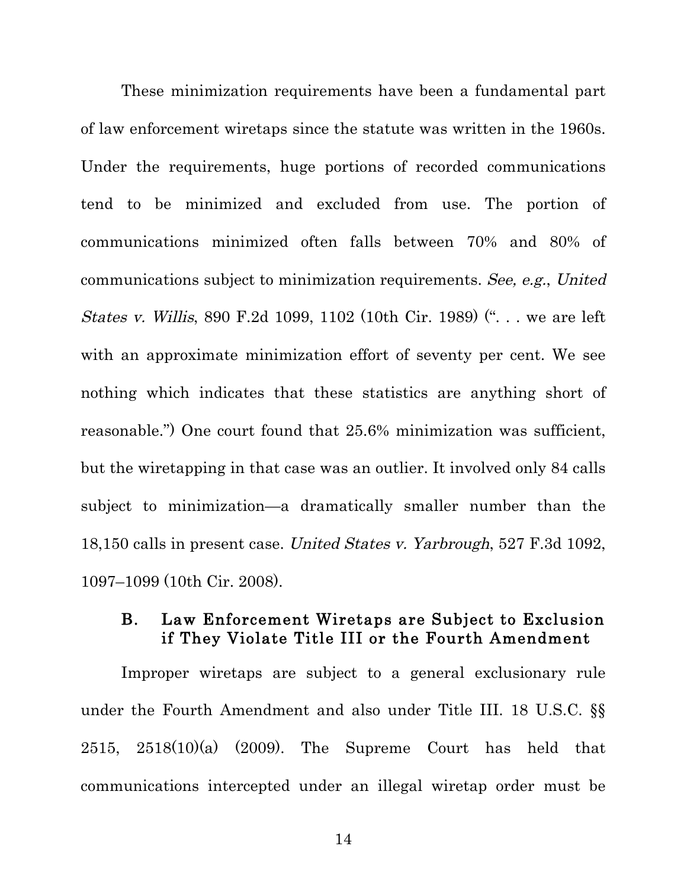These minimization requirements have been a fundamental part of law enforcement wiretaps since the statute was written in the 1960s. Under the requirements, huge portions of recorded communications tend to be minimized and excluded from use. The portion of communications minimized often falls between 70% and 80% of communications subject to minimization requirements. *See, e.g.*, *United States v. Willis*, 890 F.2d 1099, 1102 (10th Cir. 1989) (". . . we are left with an approximate minimization effort of seventy per cent. We see nothing which indicates that these statistics are anything short of reasonable.") One court found that 25.6% minimization was sufficient, but the wiretapping in that case was an outlier. It involved only 84 calls subject to minimization—a dramatically smaller number than the 18,150 calls in present case. *United States v. Yarbrough*, 527 F.3d 1092, 1097–1099 (10th Cir. 2008).

### B. Law Enforcement Wiretaps are Subject to Exclusion if They Violate Title III or the Fourth Amendment

Improper wiretaps are subject to a general exclusionary rule under the Fourth Amendment and also under Title III. 18 U.S.C. §§ 2515, 2518(10)(a) (2009). The Supreme Court has held that communications intercepted under an illegal wiretap order must be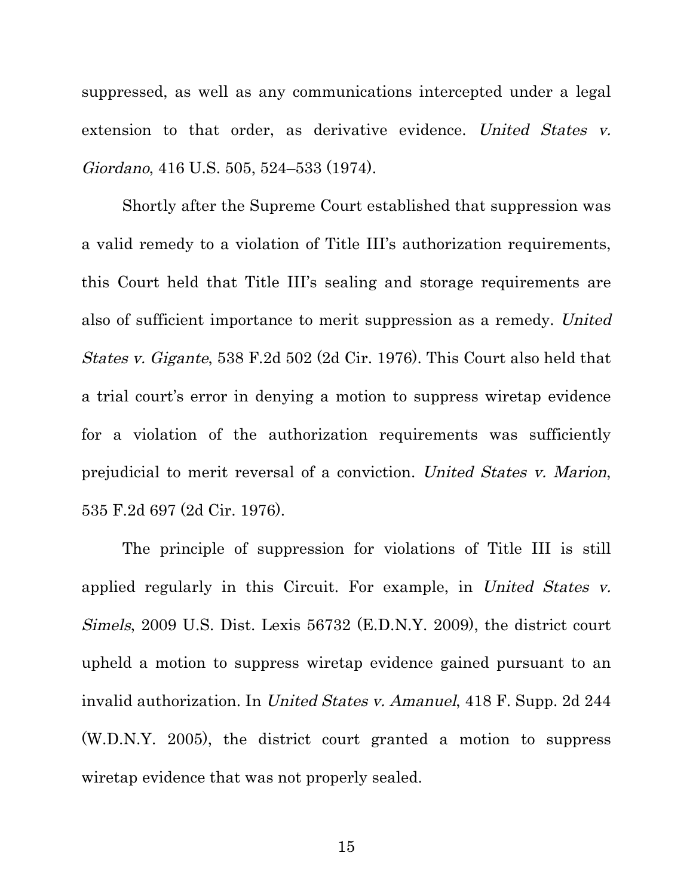suppressed, as well as any communications intercepted under a legal extension to that order, as derivative evidence. *United States v. Giordano*, 416 U.S. 505, 524–533 (1974).

Shortly after the Supreme Court established that suppression was a valid remedy to a violation of Title III's authorization requirements, this Court held that Title III's sealing and storage requirements are also of sufficient importance to merit suppression as a remedy. *United States v. Gigante*, 538 F.2d 502 (2d Cir. 1976). This Court also held that a trial court's error in denying a motion to suppress wiretap evidence for a violation of the authorization requirements was sufficiently prejudicial to merit reversal of a conviction. *United States v. Marion*, 535 F.2d 697 (2d Cir. 1976).

The principle of suppression for violations of Title III is still applied regularly in this Circuit. For example, in *United States v. Simels*, 2009 U.S. Dist. Lexis 56732 (E.D.N.Y. 2009), the district court upheld a motion to suppress wiretap evidence gained pursuant to an invalid authorization. In *United States v. Amanuel*, 418 F. Supp. 2d 244 (W.D.N.Y. 2005), the district court granted a motion to suppress wiretap evidence that was not properly sealed.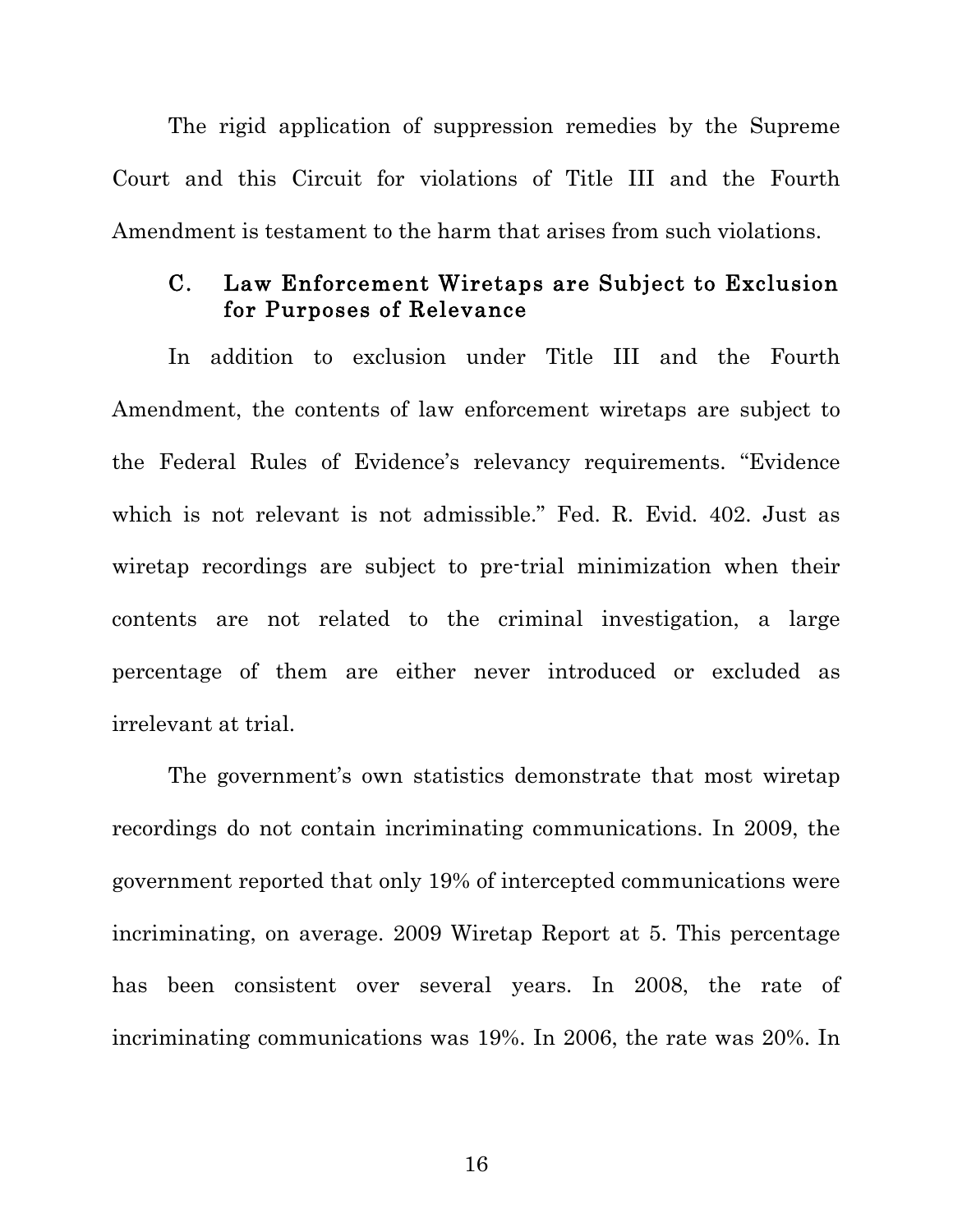The rigid application of suppression remedies by the Supreme Court and this Circuit for violations of Title III and the Fourth Amendment is testament to the harm that arises from such violations.

### C. Law Enforcement Wiretaps are Subject to Exclusion for Purposes of Relevance

In addition to exclusion under Title III and the Fourth Amendment, the contents of law enforcement wiretaps are subject to the Federal Rules of Evidence's relevancy requirements. "Evidence which is not relevant is not admissible." Fed. R. Evid. 402. Just as wiretap recordings are subject to pre-trial minimization when their contents are not related to the criminal investigation, a large percentage of them are either never introduced or excluded as irrelevant at trial.

The government's own statistics demonstrate that most wiretap recordings do not contain incriminating communications. In 2009, the government reported that only 19% of intercepted communications were incriminating, on average. 2009 Wiretap Report at 5. This percentage has been consistent over several years. In 2008, the rate of incriminating communications was 19%. In 2006, the rate was 20%. In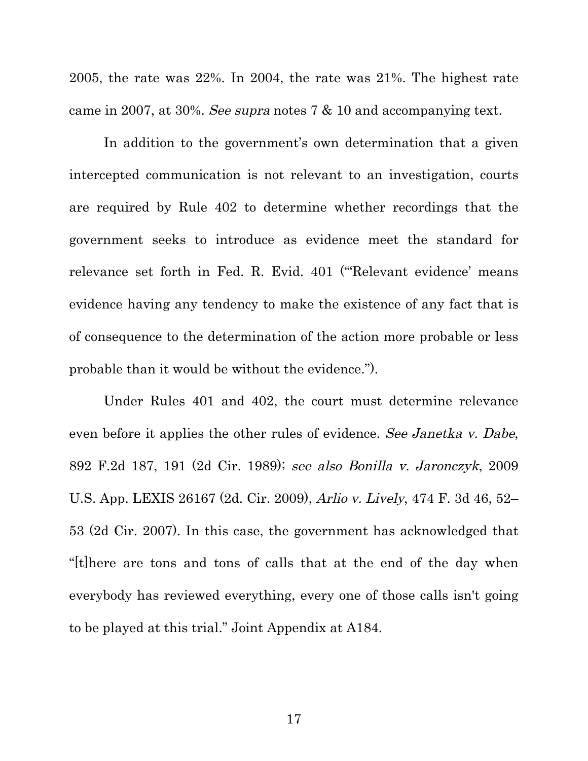2005, the rate was 22%. In 2004, the rate was 21%. The highest rate came in 2007, at 30%. *See supra* notes 7 & 10 and accompanying text.

In addition to the government's own determination that a given intercepted communication is not relevant to an investigation, courts are required by Rule 402 to determine whether recordings that the government seeks to introduce as evidence meet the standard for relevance set forth in Fed. R. Evid. 401 ("'Relevant evidence' means evidence having any tendency to make the existence of any fact that is of consequence to the determination of the action more probable or less probable than it would be without the evidence.").

Under Rules 401 and 402, the court must determine relevance even before it applies the other rules of evidence. *See Janetka v. Dabe*, 892 F.2d 187, 191 (2d Cir. 1989); *see also Bonilla v. Jaronczyk*, 2009 U.S. App. LEXIS 26167 (2d. Cir. 2009), *Arlio v. Lively*, 474 F. 3d 46, 52–53 (2d Cir. 2007). In this case, the government has acknowledged that "[t]here are tons and tons of calls that at the end of the day when everybody has reviewed everything, every one of those calls isn't going to be played at this trial." Joint Appendix at A184.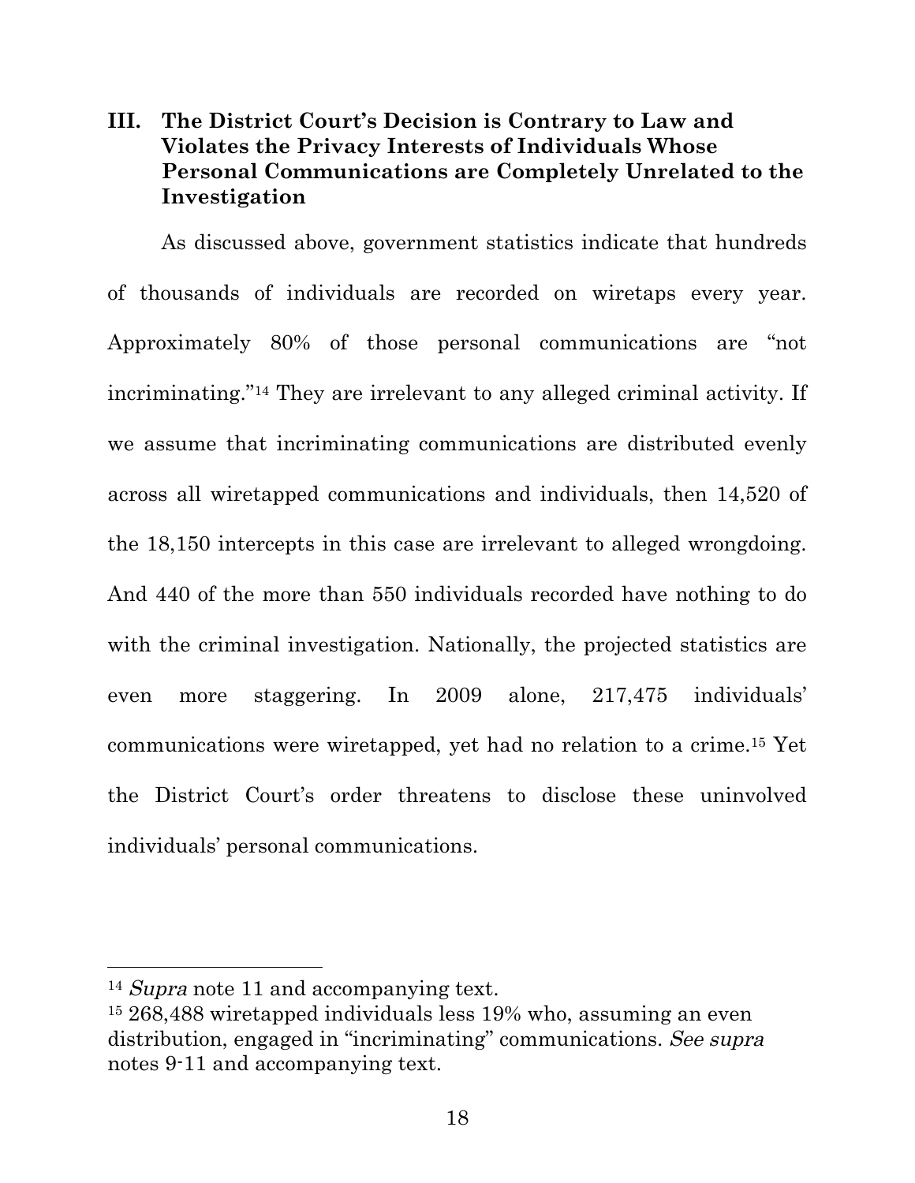## III. The District Court's Decision is Contrary to Law and Violates the Privacy Interests of Individuals Whose Personal Communications are Completely Unrelated to the Investigation

As discussed above, government statistics indicate that hundreds of thousands of individuals are recorded on wiretaps every year. Approximately 80% of those personal communications are "not incriminating."[14] They are irrelevant to any alleged criminal activity. If we assume that incriminating communications are distributed evenly across all wiretapped communications and individuals, then 14,520 of the 18,150 intercepts in this case are irrelevant to alleged wrongdoing. And 440 of the more than 550 individuals recorded have nothing to do with the criminal investigation. Nationally, the projected statistics are even more staggering. In 2009 alone, 217,475 individuals' communications were wiretapped, yet had no relation to a crime.[15] Yet the District Court's order threatens to disclose these uninvolved individuals' personal communications.

---

[14] *Supra* note 11 and accompanying text.

[15] 268,488 wiretapped individuals less 19% who, assuming an even distribution, engaged in "incriminating" communications. *See supra* notes 9-11 and accompanying text.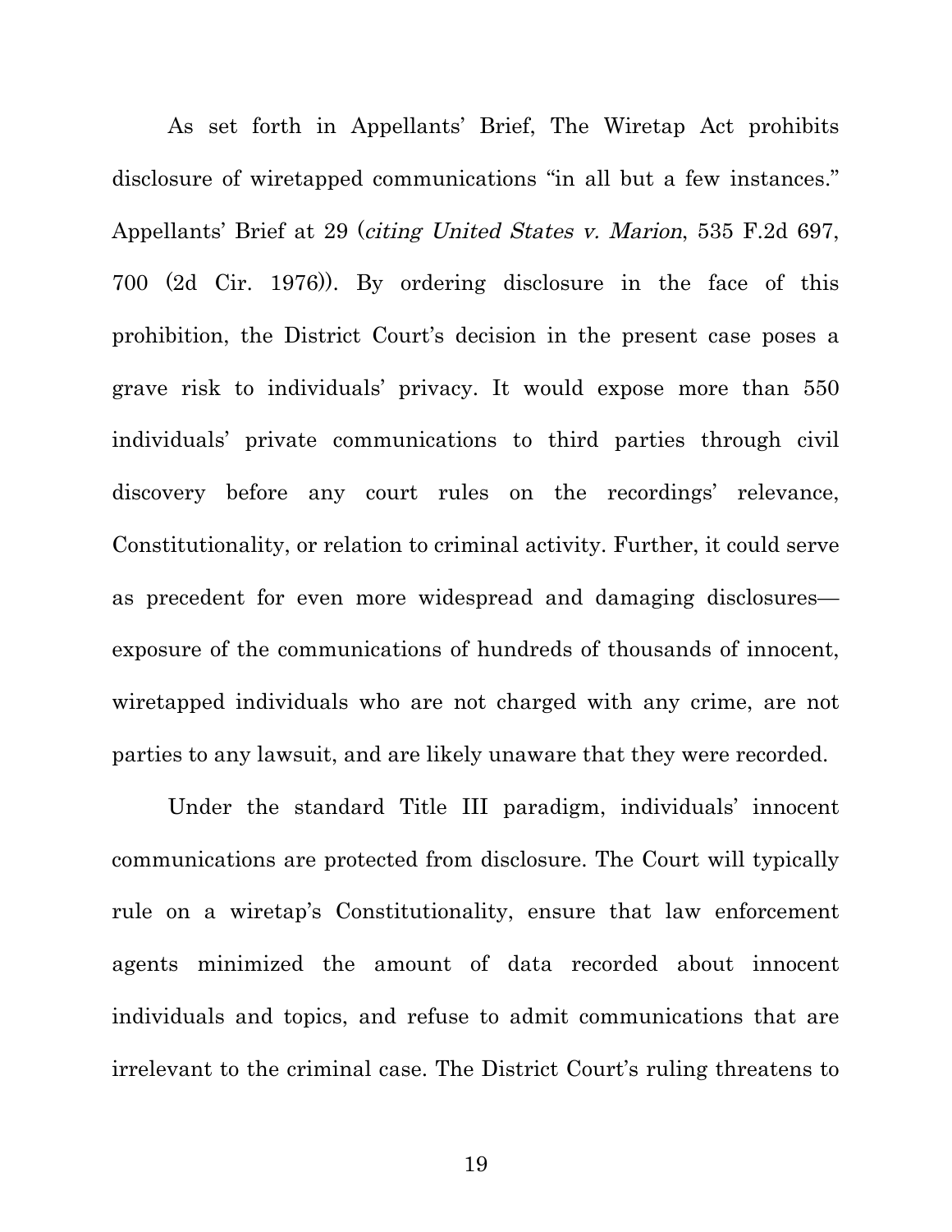As set forth in Appellants' Brief, The Wiretap Act prohibits disclosure of wiretapped communications "in all but a few instances." Appellants' Brief at 29 (*citing United States v. Marion*, 535 F.2d 697, 700 (2d Cir. 1976)). By ordering disclosure in the face of this prohibition, the District Court's decision in the present case poses a grave risk to individuals' privacy. It would expose more than 550 individuals' private communications to third parties through civil discovery before any court rules on the recordings' relevance, Constitutionality, or relation to criminal activity. Further, it could serve as precedent for even more widespread and damaging disclosures—exposure of the communications of hundreds of thousands of innocent, wiretapped individuals who are not charged with any crime, are not parties to any lawsuit, and are likely unaware that they were recorded.

Under the standard Title III paradigm, individuals' innocent communications are protected from disclosure. The Court will typically rule on a wiretap's Constitutionality, ensure that law enforcement agents minimized the amount of data recorded about innocent individuals and topics, and refuse to admit communications that are irrelevant to the criminal case. The District Court's ruling threatens to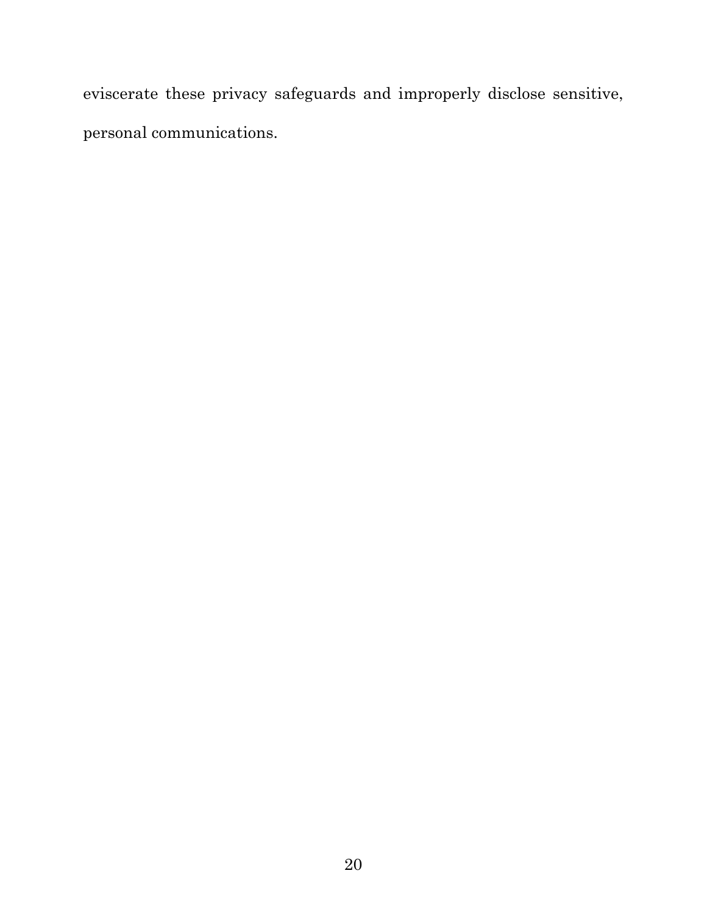eviscerate these privacy safeguards and improperly disclose sensitive, personal communications.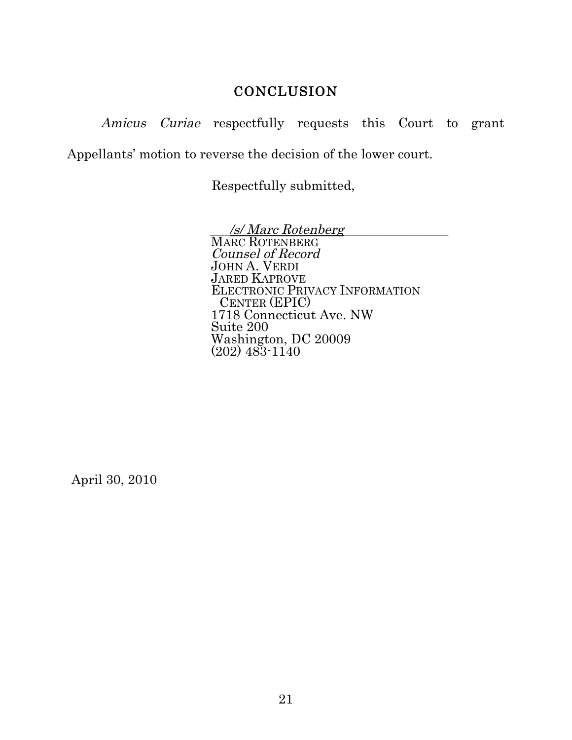## CONCLUSION

*Amicus Curiae* respectfully requests this Court to grant Appellants' motion to reverse the decision of the lower court.

Respectfully submitted,

*/s/ Marc Rotenberg*
MARC ROTENBERG
*Counsel of Record*
JOHN A. VERDI
JARED KAPROVE
ELECTRONIC PRIVACY INFORMATION CENTER (EPIC)
1718 Connecticut Ave. NW
Suite 200
Washington, DC 20009
(202) 483-1140

April 30, 2010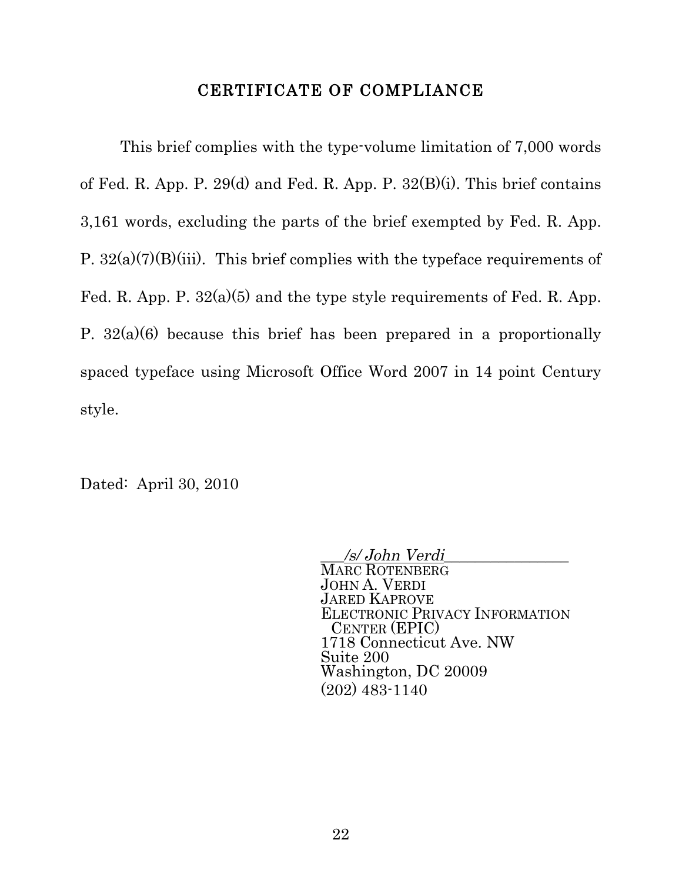## CERTIFICATE OF COMPLIANCE

This brief complies with the type-volume limitation of 7,000 words of Fed. R. App. P. 29(d) and Fed. R. App. P. 32(B)(i). This brief contains 3,161 words, excluding the parts of the brief exempted by Fed. R. App. P. 32(a)(7)(B)(iii). This brief complies with the typeface requirements of Fed. R. App. P. 32(a)(5) and the type style requirements of Fed. R. App. P. 32(a)(6) because this brief has been prepared in a proportionally spaced typeface using Microsoft Office Word 2007 in 14 point Century style.

Dated: April 30, 2010

___*/s/ John Verdi*________________
MARC ROTENBERG
JOHN A. VERDI
JARED KAPROVE
ELECTRONIC PRIVACY INFORMATION
CENTER (EPIC)
1718 Connecticut Ave. NW
Suite 200
Washington, DC 20009
(202) 483-1140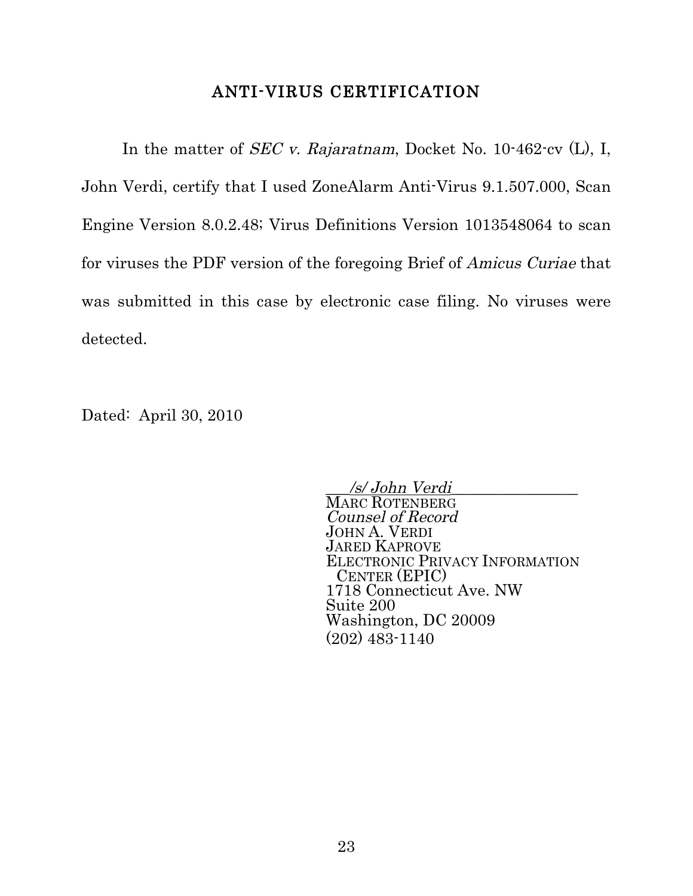## ANTI-VIRUS CERTIFICATION

In the matter of *SEC v. Rajaratnam*, Docket No. 10-462-cv (L), I, John Verdi, certify that I used ZoneAlarm Anti-Virus 9.1.507.000, Scan Engine Version 8.0.2.48; Virus Definitions Version 1013548064 to scan for viruses the PDF version of the foregoing Brief of *Amicus Curiae* that was submitted in this case by electronic case filing. No viruses were detected.

Dated: April 30, 2010

*/s/ John Verdi*  
MARC ROTENBERG  
*Counsel of Record*  
JOHN A. VERDI  
JARED KAPROVE  
ELECTRONIC PRIVACY INFORMATION CENTER (EPIC)  
1718 Connecticut Ave. NW  
Suite 200  
Washington, DC 20009  
(202) 483-1140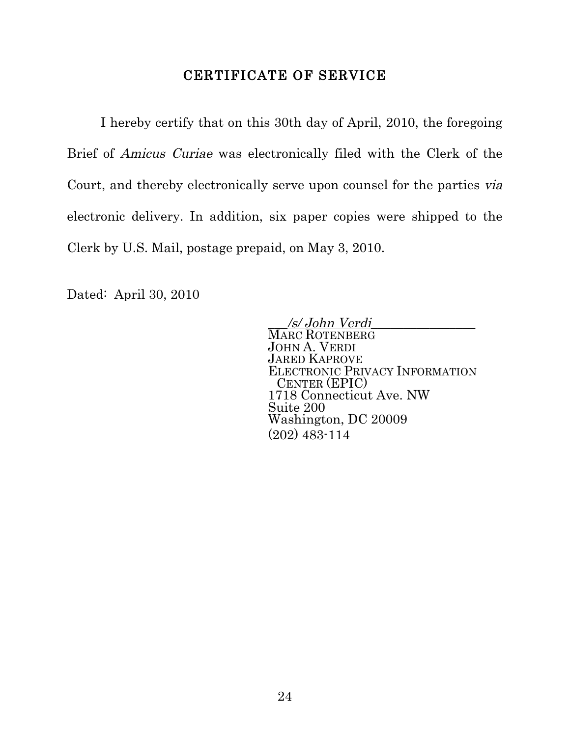## CERTIFICATE OF SERVICE

I hereby certify that on this 30th day of April, 2010, the foregoing Brief of *Amicus Curiae* was electronically filed with the Clerk of the Court, and thereby electronically serve upon counsel for the parties *via* electronic delivery. In addition, six paper copies were shipped to the Clerk by U.S. Mail, postage prepaid, on May 3, 2010.

Dated: April 30, 2010

*/s/ John Verdi*
MARC ROTENBERG
JOHN A. VERDI
JARED KAPROVE
ELECTRONIC PRIVACY INFORMATION CENTER (EPIC)
1718 Connecticut Ave. NW
Suite 200
Washington, DC 20009
(202) 483-114